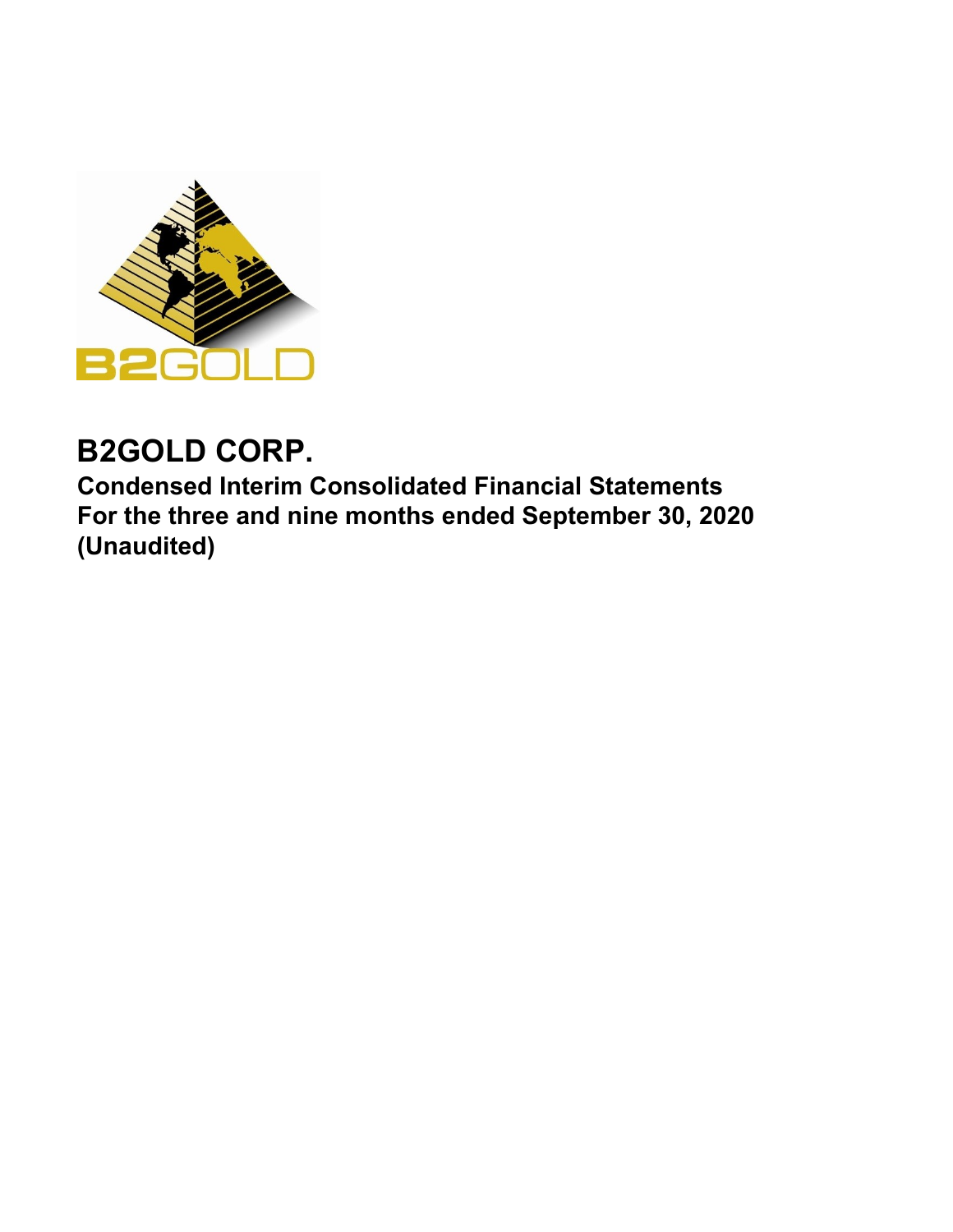# B2GOLD CORP.

**Condensed Interim Consolidated Financial Statements**
**For the three and nine months ended September 30, 2020**
**(Unaudited)**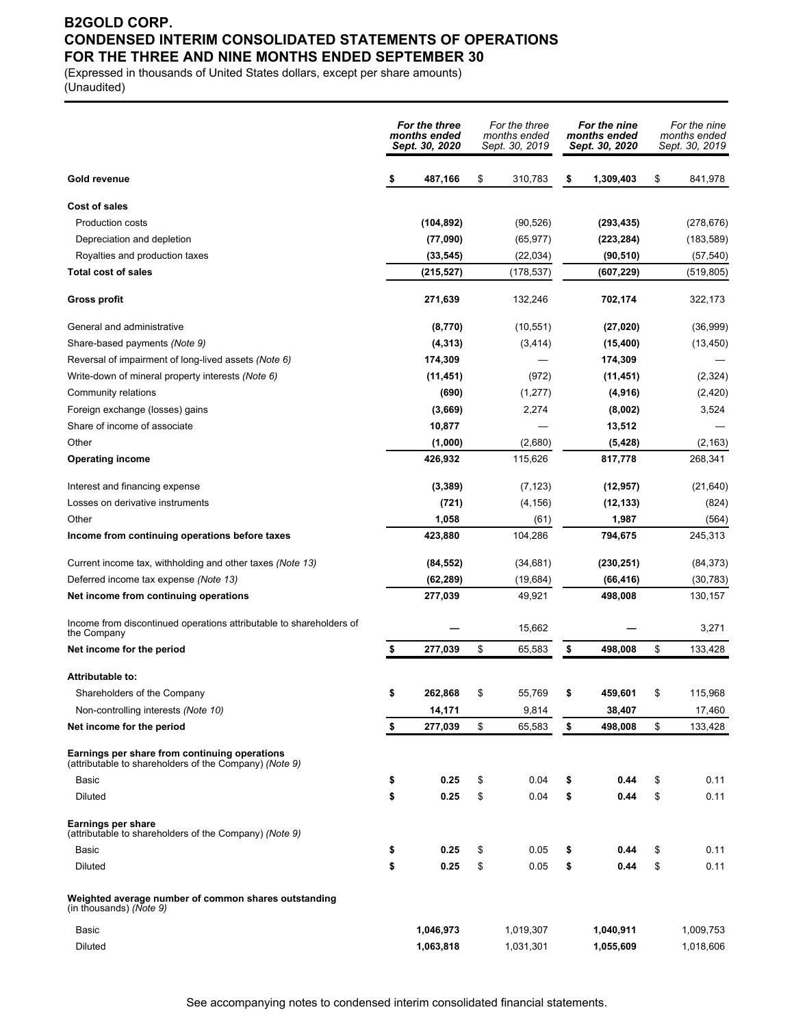# B2GOLD CORP.
## CONDENSED INTERIM CONSOLIDATED STATEMENTS OF OPERATIONS
## FOR THE THREE AND NINE MONTHS ENDED SEPTEMBER 30

(Expressed in thousands of United States dollars, except per share amounts)
(Unaudited)

| | ***For the three months ended Sept. 30, 2020*** | *For the three months ended Sept. 30, 2019* | ***For the nine months ended Sept. 30, 2020*** | *For the nine months ended Sept. 30, 2019* |
|---|---|---|---|---|
| **Gold revenue** | **$ 487,166** | $ 310,783 | **$ 1,309,403** | $ 841,978 |
| **Cost of sales** | | | | |
| Production costs | **(104,892)** | (90,526) | **(293,435)** | (278,676) |
| Depreciation and depletion | **(77,090)** | (65,977) | **(223,284)** | (183,589) |
| Royalties and production taxes | **(33,545)** | (22,034) | **(90,510)** | (57,540) |
| **Total cost of sales** | **(215,527)** | (178,537) | **(607,229)** | (519,805) |
| **Gross profit** | **271,639** | 132,246 | **702,174** | 322,173 |
| General and administrative | **(8,770)** | (10,551) | **(27,020)** | (36,999) |
| Share-based payments *(Note 9)* | **(4,313)** | (3,414) | **(15,400)** | (13,450) |
| Reversal of impairment of long-lived assets *(Note 6)* | **174,309** | — | **174,309** | — |
| Write-down of mineral property interests *(Note 6)* | **(11,451)** | (972) | **(11,451)** | (2,324) |
| Community relations | **(690)** | (1,277) | **(4,916)** | (2,420) |
| Foreign exchange (losses) gains | **(3,669)** | 2,274 | **(8,002)** | 3,524 |
| Share of income of associate | **10,877** | — | **13,512** | — |
| Other | **(1,000)** | (2,680) | **(5,428)** | (2,163) |
| **Operating income** | **426,932** | 115,626 | **817,778** | 268,341 |
| Interest and financing expense | **(3,389)** | (7,123) | **(12,957)** | (21,640) |
| Losses on derivative instruments | **(721)** | (4,156) | **(12,133)** | (824) |
| Other | **1,058** | (61) | **1,987** | (564) |
| **Income from continuing operations before taxes** | **423,880** | 104,286 | **794,675** | 245,313 |
| Current income tax, withholding and other taxes *(Note 13)* | **(84,552)** | (34,681) | **(230,251)** | (84,373) |
| Deferred income tax expense *(Note 13)* | **(62,289)** | (19,684) | **(66,416)** | (30,783) |
| **Net income from continuing operations** | **277,039** | 49,921 | **498,008** | 130,157 |
| Income from discontinued operations attributable to shareholders of the Company | **—** | 15,662 | **—** | 3,271 |
| **Net income for the period** | **$ 277,039** | $ 65,583 | **$ 498,008** | $ 133,428 |
| **Attributable to:** | | | | |
| Shareholders of the Company | **$ 262,868** | $ 55,769 | **$ 459,601** | $ 115,968 |
| Non-controlling interests *(Note 10)* | **14,171** | 9,814 | **38,407** | 17,460 |
| **Net income for the period** | **$ 277,039** | $ 65,583 | **$ 498,008** | $ 133,428 |
| **Earnings per share from continuing operations** (attributable to shareholders of the Company) *(Note 9)* | | | | |
| Basic | **$ 0.25** | $ 0.04 | **$ 0.44** | $ 0.11 |
| Diluted | **$ 0.25** | $ 0.04 | **$ 0.44** | $ 0.11 |
| **Earnings per share** (attributable to shareholders of the Company) *(Note 9)* | | | | |
| Basic | **$ 0.25** | $ 0.05 | **$ 0.44** | $ 0.11 |
| Diluted | **$ 0.25** | $ 0.05 | **$ 0.44** | $ 0.11 |
| **Weighted average number of common shares outstanding** (in thousands) *(Note 9)* | | | | |
| Basic | **1,046,973** | 1,019,307 | **1,040,911** | 1,009,753 |
| Diluted | **1,063,818** | 1,031,301 | **1,055,609** | 1,018,606 |

See accompanying notes to condensed interim consolidated financial statements.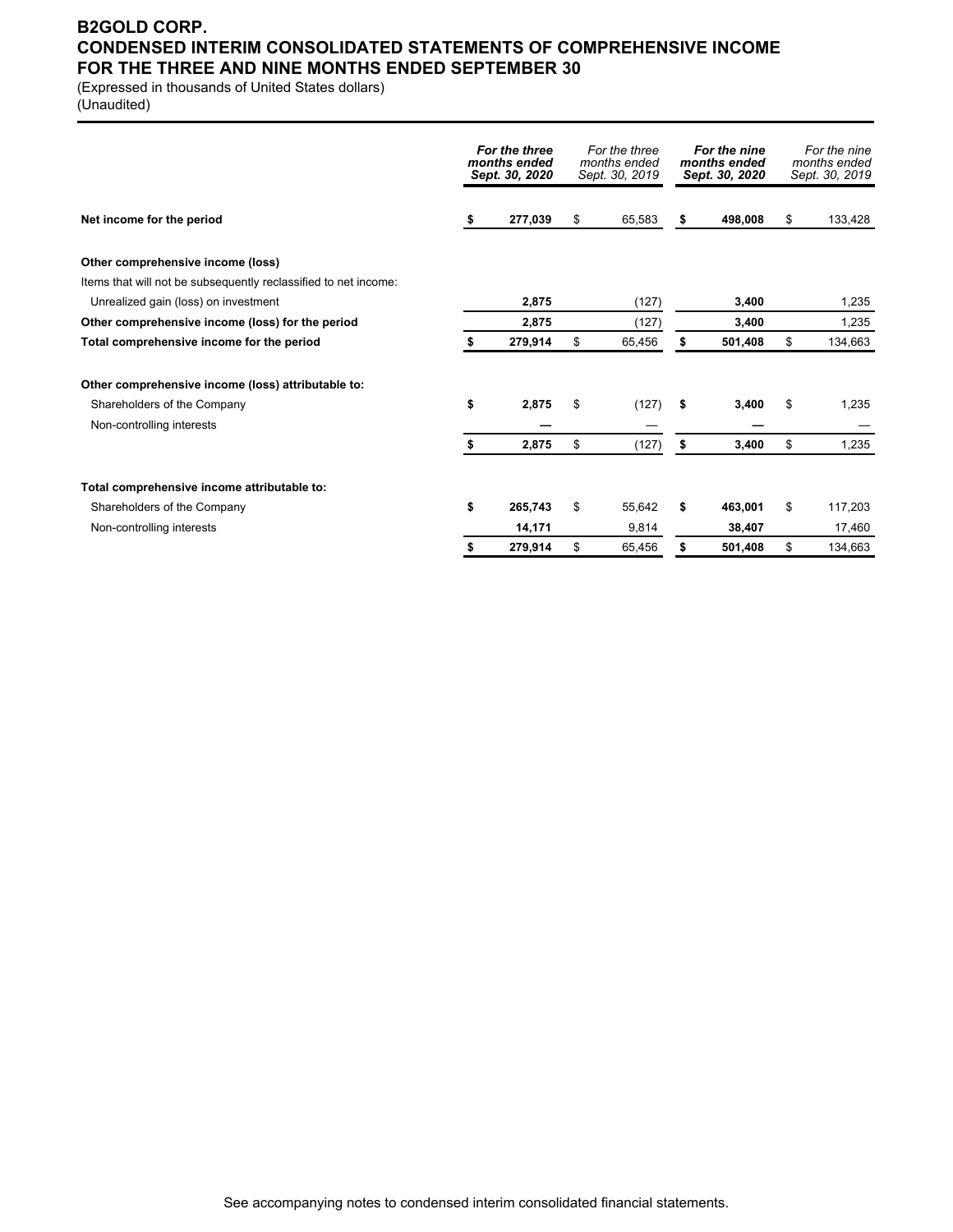# B2GOLD CORP.
## CONDENSED INTERIM CONSOLIDATED STATEMENTS OF COMPREHENSIVE INCOME
## FOR THE THREE AND NINE MONTHS ENDED SEPTEMBER 30

(Expressed in thousands of United States dollars)
(Unaudited)

| | ***For the three months ended Sept. 30, 2020*** | *For the three months ended Sept. 30, 2019* | ***For the nine months ended Sept. 30, 2020*** | *For the nine months ended Sept. 30, 2019* |
|---|---|---|---|---|
| **Net income for the period** | **$ 277,039** | $ 65,583 | **$ 498,008** | $ 133,428 |
| | | | | |
| **Other comprehensive income (loss)** | | | | |
| Items that will not be subsequently reclassified to net income: | | | | |
| Unrealized gain (loss) on investment | **2,875** | (127) | **3,400** | 1,235 |
| **Other comprehensive income (loss) for the period** | **2,875** | (127) | **3,400** | 1,235 |
| **Total comprehensive income for the period** | **$ 279,914** | $ 65,456 | **$ 501,408** | $ 134,663 |
| | | | | |
| **Other comprehensive income (loss) attributable to:** | | | | |
| Shareholders of the Company | **$ 2,875** | $ (127) | **$ 3,400** | $ 1,235 |
| Non-controlling interests | **—** | — | **—** | — |
| | **$ 2,875** | $ (127) | **$ 3,400** | $ 1,235 |
| | | | | |
| **Total comprehensive income attributable to:** | | | | |
| Shareholders of the Company | **$ 265,743** | $ 55,642 | **$ 463,001** | $ 117,203 |
| Non-controlling interests | **14,171** | 9,814 | **38,407** | 17,460 |
| | **$ 279,914** | $ 65,456 | **$ 501,408** | $ 134,663 |

See accompanying notes to condensed interim consolidated financial statements.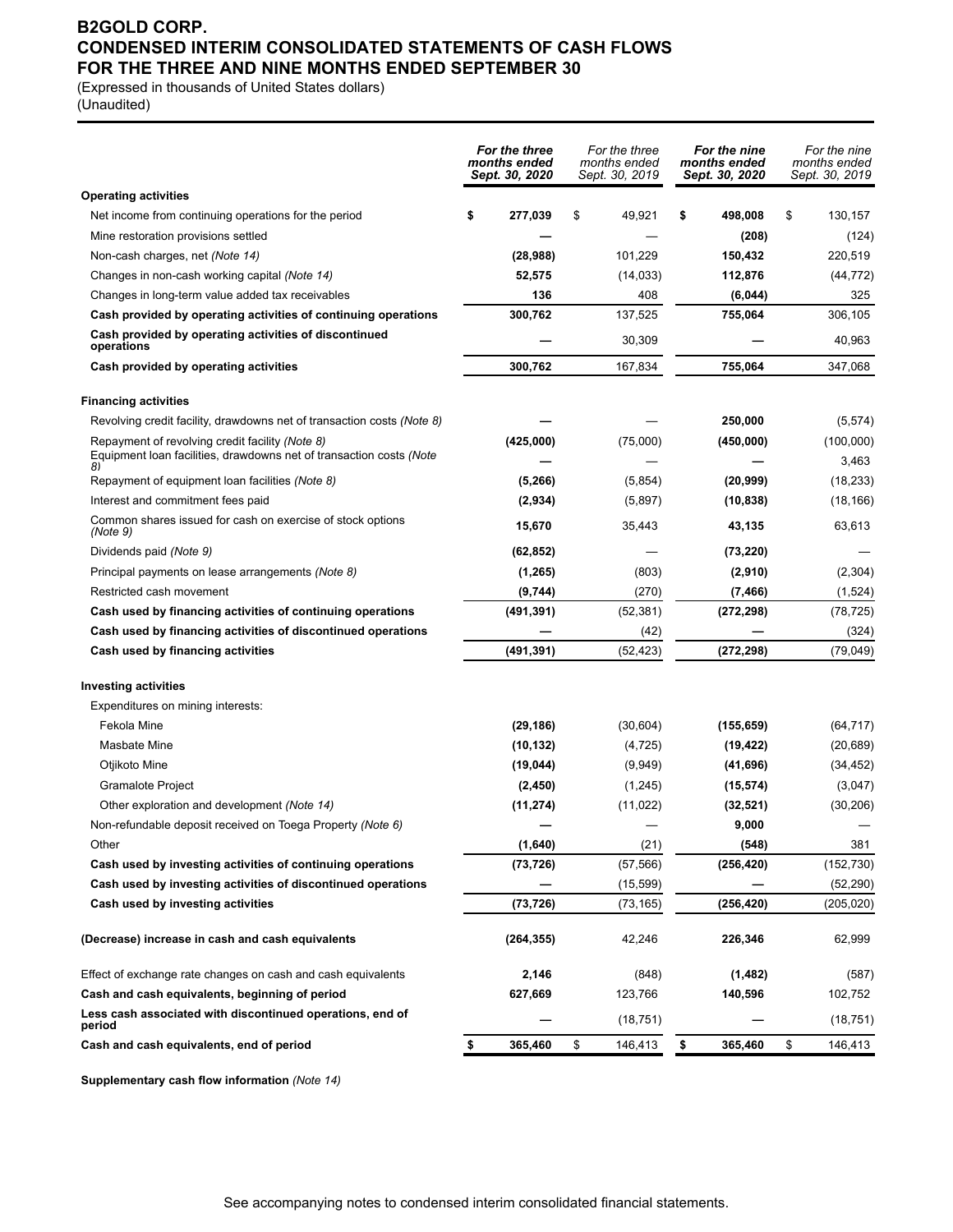# B2GOLD CORP.
# CONDENSED INTERIM CONSOLIDATED STATEMENTS OF CASH FLOWS
# FOR THE THREE AND NINE MONTHS ENDED SEPTEMBER 30

(Expressed in thousands of United States dollars)
(Unaudited)

| | ***For the three months ended Sept. 30, 2020*** | *For the three months ended Sept. 30, 2019* | ***For the nine months ended Sept. 30, 2020*** | *For the nine months ended Sept. 30, 2019* |
|---|---|---|---|---|
| **Operating activities** | | | | |
| Net income from continuing operations for the period | **$ 277,039** | $ 49,921 | **$ 498,008** | $ 130,157 |
| Mine restoration provisions settled | **—** | — | **(208)** | (124) |
| Non-cash charges, net *(Note 14)* | **(28,988)** | 101,229 | **150,432** | 220,519 |
| Changes in non-cash working capital *(Note 14)* | **52,575** | (14,033) | **112,876** | (44,772) |
| Changes in long-term value added tax receivables | **136** | 408 | **(6,044)** | 325 |
| **Cash provided by operating activities of continuing operations** | **300,762** | 137,525 | **755,064** | 306,105 |
| **Cash provided by operating activities of discontinued operations** | **—** | 30,309 | **—** | 40,963 |
| **Cash provided by operating activities** | **300,762** | 167,834 | **755,064** | 347,068 |
| | | | | |
| **Financing activities** | | | | |
| Revolving credit facility, drawdowns net of transaction costs *(Note 8)* | **—** | — | **250,000** | (5,574) |
| Repayment of revolving credit facility *(Note 8)* | **(425,000)** | (75,000) | **(450,000)** | (100,000) |
| Equipment loan facilities, drawdowns net of transaction costs *(Note 8)* | **—** | — | **—** | 3,463 |
| Repayment of equipment loan facilities *(Note 8)* | **(5,266)** | (5,854) | **(20,999)** | (18,233) |
| Interest and commitment fees paid | **(2,934)** | (5,897) | **(10,838)** | (18,166) |
| Common shares issued for cash on exercise of stock options *(Note 9)* | **15,670** | 35,443 | **43,135** | 63,613 |
| Dividends paid *(Note 9)* | **(62,852)** | — | **(73,220)** | — |
| Principal payments on lease arrangements *(Note 8)* | **(1,265)** | (803) | **(2,910)** | (2,304) |
| Restricted cash movement | **(9,744)** | (270) | **(7,466)** | (1,524) |
| **Cash used by financing activities of continuing operations** | **(491,391)** | (52,381) | **(272,298)** | (78,725) |
| **Cash used by financing activities of discontinued operations** | **—** | (42) | **—** | (324) |
| **Cash used by financing activities** | **(491,391)** | (52,423) | **(272,298)** | (79,049) |
| | | | | |
| **Investing activities** | | | | |
| Expenditures on mining interests: | | | | |
| Fekola Mine | **(29,186)** | (30,604) | **(155,659)** | (64,717) |
| Masbate Mine | **(10,132)** | (4,725) | **(19,422)** | (20,689) |
| Otjikoto Mine | **(19,044)** | (9,949) | **(41,696)** | (34,452) |
| Gramalote Project | **(2,450)** | (1,245) | **(15,574)** | (3,047) |
| Other exploration and development *(Note 14)* | **(11,274)** | (11,022) | **(32,521)** | (30,206) |
| Non-refundable deposit received on Toega Property *(Note 6)* | **—** | — | **9,000** | — |
| Other | **(1,640)** | (21) | **(548)** | 381 |
| **Cash used by investing activities of continuing operations** | **(73,726)** | (57,566) | **(256,420)** | (152,730) |
| **Cash used by investing activities of discontinued operations** | **—** | (15,599) | **—** | (52,290) |
| **Cash used by investing activities** | **(73,726)** | (73,165) | **(256,420)** | (205,020) |
| | | | | |
| **(Decrease) increase in cash and cash equivalents** | **(264,355)** | 42,246 | **226,346** | 62,999 |
| | | | | |
| Effect of exchange rate changes on cash and cash equivalents | **2,146** | (848) | **(1,482)** | (587) |
| **Cash and cash equivalents, beginning of period** | **627,669** | 123,766 | **140,596** | 102,752 |
| **Less cash associated with discontinued operations, end of period** | **—** | (18,751) | **—** | (18,751) |
| **Cash and cash equivalents, end of period** | **$ 365,460** | $ 146,413 | **$ 365,460** | $ 146,413 |

**Supplementary cash flow information** *(Note 14)*

See accompanying notes to condensed interim consolidated financial statements.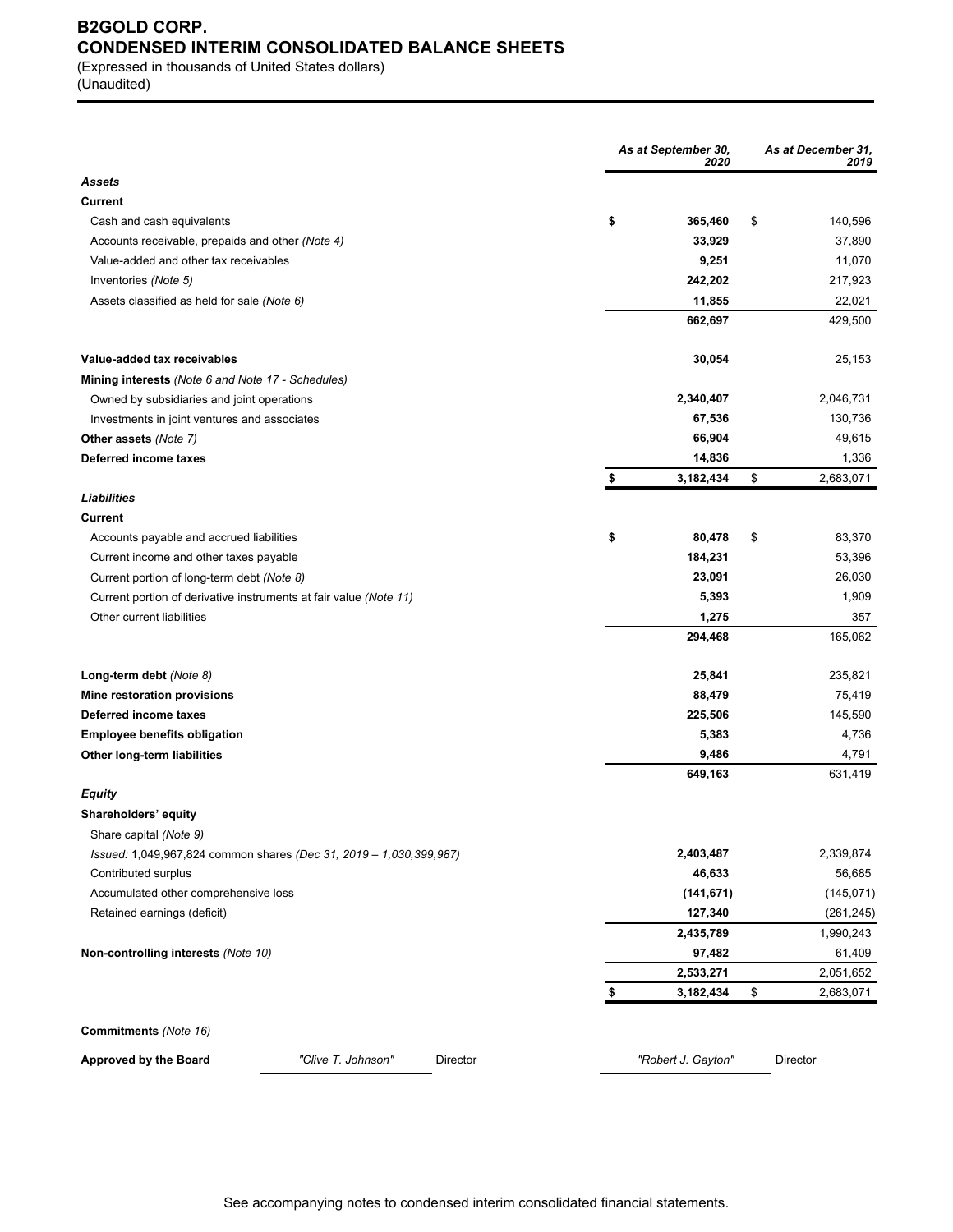# B2GOLD CORP.
# CONDENSED INTERIM CONSOLIDATED BALANCE SHEETS

(Expressed in thousands of United States dollars)
(Unaudited)

| | As at September 30, 2020 | As at December 31, 2019 |
|---|---|---|
| ***Assets*** | | |
| **Current** | | |
| Cash and cash equivalents | $ **365,460** | $ 140,596 |
| Accounts receivable, prepaids and other *(Note 4)* | **33,929** | 37,890 |
| Value-added and other tax receivables | **9,251** | 11,070 |
| Inventories *(Note 5)* | **242,202** | 217,923 |
| Assets classified as held for sale *(Note 6)* | **11,855** | 22,021 |
| | **662,697** | 429,500 |
| **Value-added tax receivables** | **30,054** | 25,153 |
| **Mining interests** *(Note 6 and Note 17 - Schedules)* | | |
| Owned by subsidiaries and joint operations | **2,340,407** | 2,046,731 |
| Investments in joint ventures and associates | **67,536** | 130,736 |
| **Other assets** *(Note 7)* | **66,904** | 49,615 |
| **Deferred income taxes** | **14,836** | 1,336 |
| | $ **3,182,434** | $ 2,683,071 |
| ***Liabilities*** | | |
| **Current** | | |
| Accounts payable and accrued liabilities | $ **80,478** | $ 83,370 |
| Current income and other taxes payable | **184,231** | 53,396 |
| Current portion of long-term debt *(Note 8)* | **23,091** | 26,030 |
| Current portion of derivative instruments at fair value *(Note 11)* | **5,393** | 1,909 |
| Other current liabilities | **1,275** | 357 |
| | **294,468** | 165,062 |
| **Long-term debt** *(Note 8)* | **25,841** | 235,821 |
| **Mine restoration provisions** | **88,479** | 75,419 |
| **Deferred income taxes** | **225,506** | 145,590 |
| **Employee benefits obligation** | **5,383** | 4,736 |
| **Other long-term liabilities** | **9,486** | 4,791 |
| | **649,163** | 631,419 |
| ***Equity*** | | |
| **Shareholders' equity** | | |
| Share capital *(Note 9)* | | |
| *Issued:* 1,049,967,824 common shares *(Dec 31, 2019 – 1,030,399,987)* | **2,403,487** | 2,339,874 |
| Contributed surplus | **46,633** | 56,685 |
| Accumulated other comprehensive loss | **(141,671)** | (145,071) |
| Retained earnings (deficit) | **127,340** | (261,245) |
| | **2,435,789** | 1,990,243 |
| **Non-controlling interests** *(Note 10)* | **97,482** | 61,409 |
| | **2,533,271** | 2,051,652 |
| | $ **3,182,434** | $ 2,683,071 |

**Commitments** *(Note 16)*

**Approved by the Board** *"Clive T. Johnson"* Director *"Robert J. Gayton"* Director

See accompanying notes to condensed interim consolidated financial statements.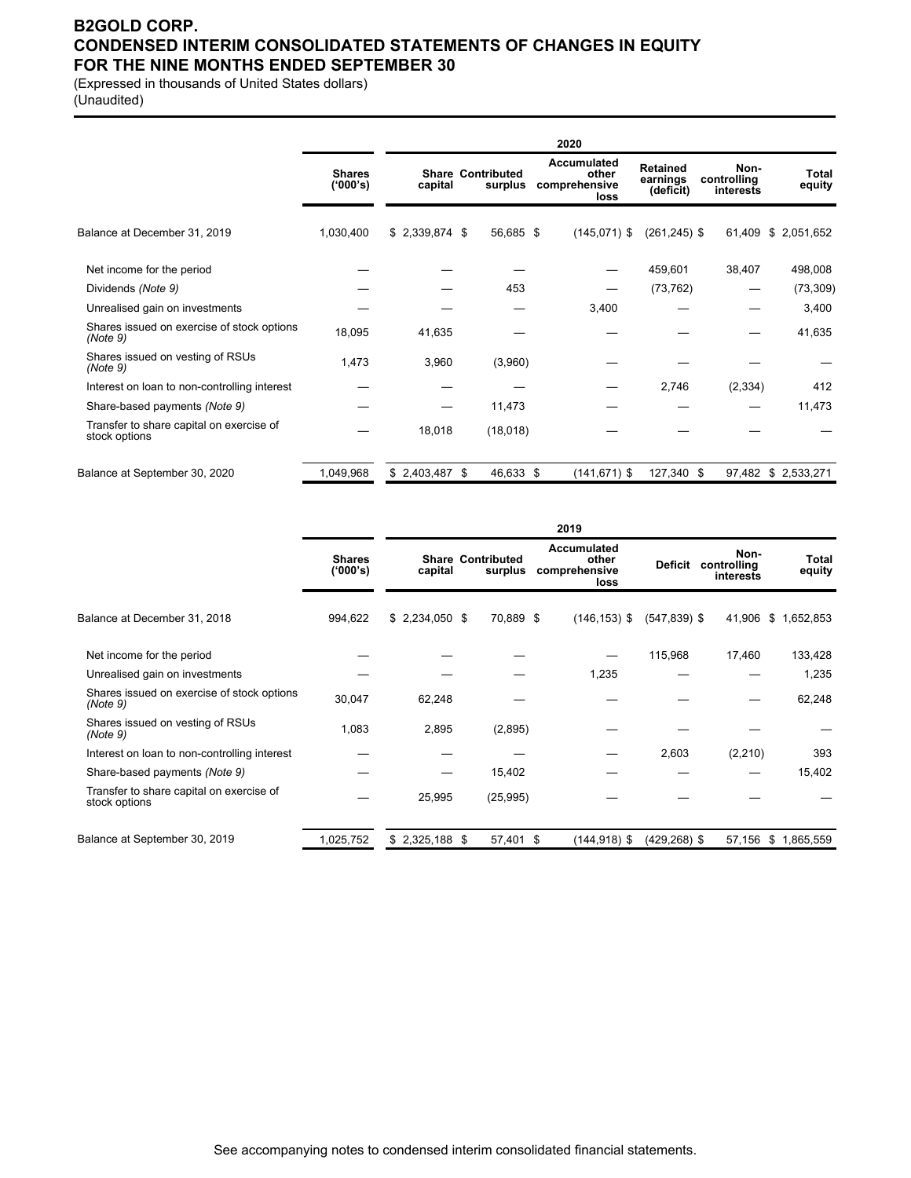# B2GOLD CORP.
# CONDENSED INTERIM CONSOLIDATED STATEMENTS OF CHANGES IN EQUITY
# FOR THE NINE MONTHS ENDED SEPTEMBER 30

(Expressed in thousands of United States dollars)
(Unaudited)

| | | 2020 | | | | | |
|---|---|---|---|---|---|---|---|
| | Shares ('000's) | Share capital | Contributed surplus | Accumulated other comprehensive loss | Retained earnings (deficit) | Non-controlling interests | Total equity |
| Balance at December 31, 2019 | 1,030,400 | $ 2,339,874 | $ 56,685 | $ (145,071) | $ (261,245) | $ 61,409 | $ 2,051,652 |
| Net income for the period | — | — | — | — | 459,601 | 38,407 | 498,008 |
| Dividends *(Note 9)* | — | — | 453 | — | (73,762) | — | (73,309) |
| Unrealised gain on investments | — | — | — | 3,400 | — | — | 3,400 |
| Shares issued on exercise of stock options *(Note 9)* | 18,095 | 41,635 | — | — | — | — | 41,635 |
| Shares issued on vesting of RSUs *(Note 9)* | 1,473 | 3,960 | (3,960) | — | — | — | — |
| Interest on loan to non-controlling interest | — | — | — | — | 2,746 | (2,334) | 412 |
| Share-based payments *(Note 9)* | — | — | 11,473 | — | — | — | 11,473 |
| Transfer to share capital on exercise of stock options | — | 18,018 | (18,018) | — | — | — | — |
| Balance at September 30, 2020 | 1,049,968 | $ 2,403,487 | $ 46,633 | $ (141,671) | $ 127,340 | $ 97,482 | $ 2,533,271 |

| | | 2019 | | | | | |
|---|---|---|---|---|---|---|---|
| | Shares ('000's) | Share capital | Contributed surplus | Accumulated other comprehensive loss | Deficit | Non-controlling interests | Total equity |
| Balance at December 31, 2018 | 994,622 | $ 2,234,050 | $ 70,889 | $ (146,153) | $ (547,839) | $ 41,906 | $ 1,652,853 |
| Net income for the period | — | — | — | — | 115,968 | 17,460 | 133,428 |
| Unrealised gain on investments | — | — | — | 1,235 | — | — | 1,235 |
| Shares issued on exercise of stock options *(Note 9)* | 30,047 | 62,248 | — | — | — | — | 62,248 |
| Shares issued on vesting of RSUs *(Note 9)* | 1,083 | 2,895 | (2,895) | — | — | — | — |
| Interest on loan to non-controlling interest | — | — | — | — | 2,603 | (2,210) | 393 |
| Share-based payments *(Note 9)* | — | — | 15,402 | — | — | — | 15,402 |
| Transfer to share capital on exercise of stock options | — | 25,995 | (25,995) | — | — | — | — |
| Balance at September 30, 2019 | 1,025,752 | $ 2,325,188 | $ 57,401 | $ (144,918) | $ (429,268) | $ 57,156 | $ 1,865,559 |

See accompanying notes to condensed interim consolidated financial statements.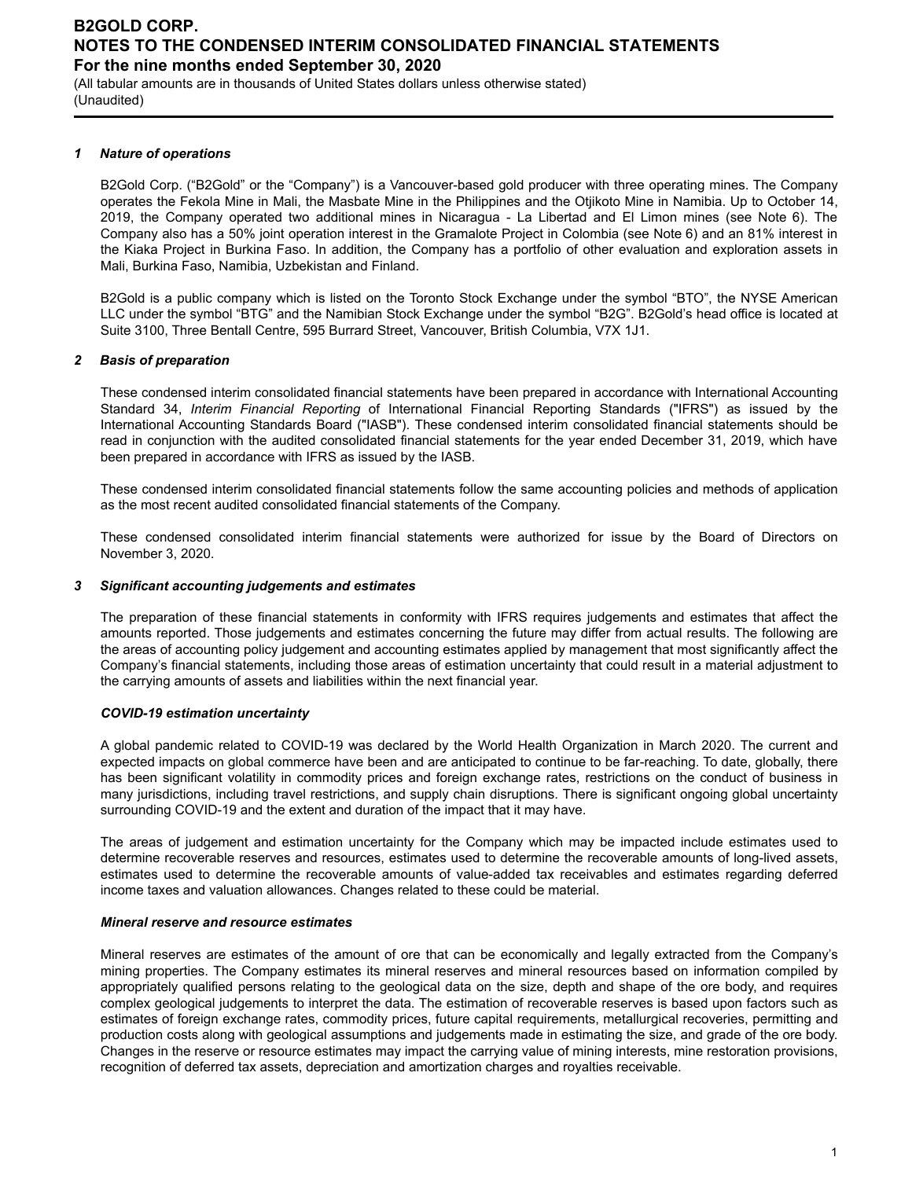## 1 *Nature of operations*

B2Gold Corp. ("B2Gold" or the "Company") is a Vancouver-based gold producer with three operating mines. The Company operates the Fekola Mine in Mali, the Masbate Mine in the Philippines and the Otjikoto Mine in Namibia. Up to October 14, 2019, the Company operated two additional mines in Nicaragua - La Libertad and El Limon mines (see Note 6). The Company also has a 50% joint operation interest in the Gramalote Project in Colombia (see Note 6) and an 81% interest in the Kiaka Project in Burkina Faso. In addition, the Company has a portfolio of other evaluation and exploration assets in Mali, Burkina Faso, Namibia, Uzbekistan and Finland.

B2Gold is a public company which is listed on the Toronto Stock Exchange under the symbol "BTO", the NYSE American LLC under the symbol "BTG" and the Namibian Stock Exchange under the symbol "B2G". B2Gold's head office is located at Suite 3100, Three Bentall Centre, 595 Burrard Street, Vancouver, British Columbia, V7X 1J1.

## 2 *Basis of preparation*

These condensed interim consolidated financial statements have been prepared in accordance with International Accounting Standard 34, *Interim Financial Reporting* of International Financial Reporting Standards ("IFRS") as issued by the International Accounting Standards Board ("IASB"). These condensed interim consolidated financial statements should be read in conjunction with the audited consolidated financial statements for the year ended December 31, 2019, which have been prepared in accordance with IFRS as issued by the IASB.

These condensed interim consolidated financial statements follow the same accounting policies and methods of application as the most recent audited consolidated financial statements of the Company.

These condensed consolidated interim financial statements were authorized for issue by the Board of Directors on November 3, 2020.

## 3 *Significant accounting judgements and estimates*

The preparation of these financial statements in conformity with IFRS requires judgements and estimates that affect the amounts reported. Those judgements and estimates concerning the future may differ from actual results. The following are the areas of accounting policy judgement and accounting estimates applied by management that most significantly affect the Company's financial statements, including those areas of estimation uncertainty that could result in a material adjustment to the carrying amounts of assets and liabilities within the next financial year.

### *COVID-19 estimation uncertainty*

A global pandemic related to COVID-19 was declared by the World Health Organization in March 2020. The current and expected impacts on global commerce have been and are anticipated to continue to be far-reaching. To date, globally, there has been significant volatility in commodity prices and foreign exchange rates, restrictions on the conduct of business in many jurisdictions, including travel restrictions, and supply chain disruptions. There is significant ongoing global uncertainty surrounding COVID-19 and the extent and duration of the impact that it may have.

The areas of judgement and estimation uncertainty for the Company which may be impacted include estimates used to determine recoverable reserves and resources, estimates used to determine the recoverable amounts of long-lived assets, estimates used to determine the recoverable amounts of value-added tax receivables and estimates regarding deferred income taxes and valuation allowances. Changes related to these could be material.

### *Mineral reserve and resource estimates*

Mineral reserves are estimates of the amount of ore that can be economically and legally extracted from the Company's mining properties. The Company estimates its mineral reserves and mineral resources based on information compiled by appropriately qualified persons relating to the geological data on the size, depth and shape of the ore body, and requires complex geological judgements to interpret the data. The estimation of recoverable reserves is based upon factors such as estimates of foreign exchange rates, commodity prices, future capital requirements, metallurgical recoveries, permitting and production costs along with geological assumptions and judgements made in estimating the size, and grade of the ore body. Changes in the reserve or resource estimates may impact the carrying value of mining interests, mine restoration provisions, recognition of deferred tax assets, depreciation and amortization charges and royalties receivable.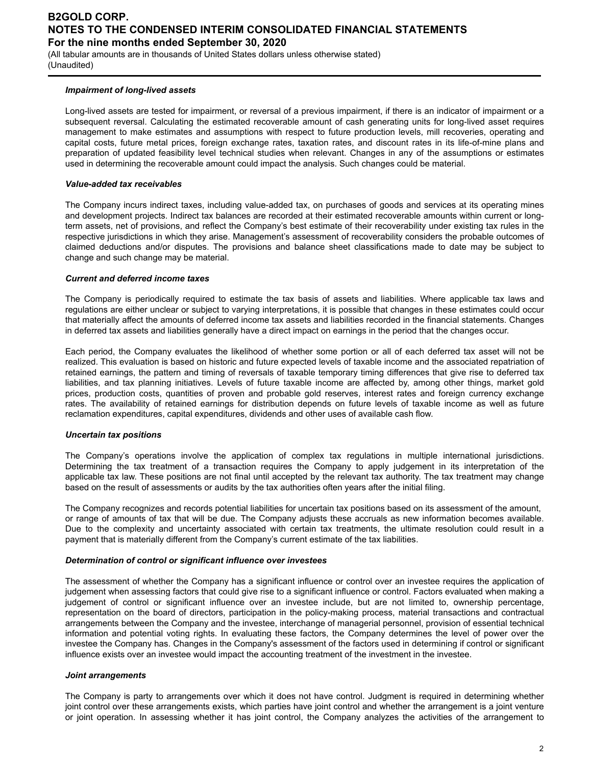***Impairment of long-lived assets***

Long-lived assets are tested for impairment, or reversal of a previous impairment, if there is an indicator of impairment or a subsequent reversal. Calculating the estimated recoverable amount of cash generating units for long-lived asset requires management to make estimates and assumptions with respect to future production levels, mill recoveries, operating and capital costs, future metal prices, foreign exchange rates, taxation rates, and discount rates in its life-of-mine plans and preparation of updated feasibility level technical studies when relevant. Changes in any of the assumptions or estimates used in determining the recoverable amount could impact the analysis. Such changes could be material.

***Value-added tax receivables***

The Company incurs indirect taxes, including value-added tax, on purchases of goods and services at its operating mines and development projects. Indirect tax balances are recorded at their estimated recoverable amounts within current or long-term assets, net of provisions, and reflect the Company's best estimate of their recoverability under existing tax rules in the respective jurisdictions in which they arise. Management's assessment of recoverability considers the probable outcomes of claimed deductions and/or disputes. The provisions and balance sheet classifications made to date may be subject to change and such change may be material.

***Current and deferred income taxes***

The Company is periodically required to estimate the tax basis of assets and liabilities. Where applicable tax laws and regulations are either unclear or subject to varying interpretations, it is possible that changes in these estimates could occur that materially affect the amounts of deferred income tax assets and liabilities recorded in the financial statements. Changes in deferred tax assets and liabilities generally have a direct impact on earnings in the period that the changes occur.

Each period, the Company evaluates the likelihood of whether some portion or all of each deferred tax asset will not be realized. This evaluation is based on historic and future expected levels of taxable income and the associated repatriation of retained earnings, the pattern and timing of reversals of taxable temporary timing differences that give rise to deferred tax liabilities, and tax planning initiatives. Levels of future taxable income are affected by, among other things, market gold prices, production costs, quantities of proven and probable gold reserves, interest rates and foreign currency exchange rates. The availability of retained earnings for distribution depends on future levels of taxable income as well as future reclamation expenditures, capital expenditures, dividends and other uses of available cash flow.

***Uncertain tax positions***

The Company's operations involve the application of complex tax regulations in multiple international jurisdictions. Determining the tax treatment of a transaction requires the Company to apply judgement in its interpretation of the applicable tax law. These positions are not final until accepted by the relevant tax authority. The tax treatment may change based on the result of assessments or audits by the tax authorities often years after the initial filing.

The Company recognizes and records potential liabilities for uncertain tax positions based on its assessment of the amount, or range of amounts of tax that will be due. The Company adjusts these accruals as new information becomes available. Due to the complexity and uncertainty associated with certain tax treatments, the ultimate resolution could result in a payment that is materially different from the Company's current estimate of the tax liabilities.

***Determination of control or significant influence over investees***

The assessment of whether the Company has a significant influence or control over an investee requires the application of judgement when assessing factors that could give rise to a significant influence or control. Factors evaluated when making a judgement of control or significant influence over an investee include, but are not limited to, ownership percentage, representation on the board of directors, participation in the policy-making process, material transactions and contractual arrangements between the Company and the investee, interchange of managerial personnel, provision of essential technical information and potential voting rights. In evaluating these factors, the Company determines the level of power over the investee the Company has. Changes in the Company's assessment of the factors used in determining if control or significant influence exists over an investee would impact the accounting treatment of the investment in the investee.

***Joint arrangements***

The Company is party to arrangements over which it does not have control. Judgment is required in determining whether joint control over these arrangements exists, which parties have joint control and whether the arrangement is a joint venture or joint operation. In assessing whether it has joint control, the Company analyzes the activities of the arrangement to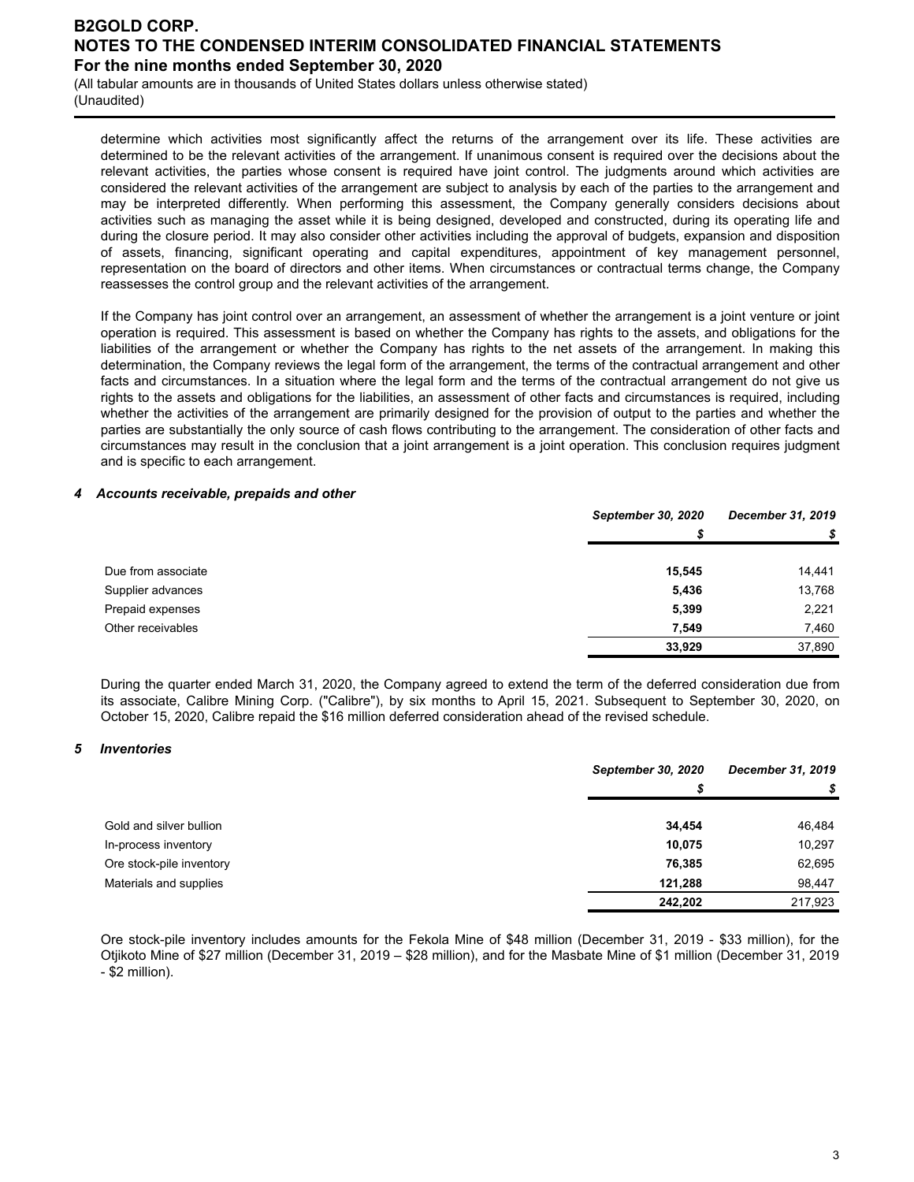determine which activities most significantly affect the returns of the arrangement over its life. These activities are determined to be the relevant activities of the arrangement. If unanimous consent is required over the decisions about the relevant activities, the parties whose consent is required have joint control. The judgments around which activities are considered the relevant activities of the arrangement are subject to analysis by each of the parties to the arrangement and may be interpreted differently. When performing this assessment, the Company generally considers decisions about activities such as managing the asset while it is being designed, developed and constructed, during its operating life and during the closure period. It may also consider other activities including the approval of budgets, expansion and disposition of assets, financing, significant operating and capital expenditures, appointment of key management personnel, representation on the board of directors and other items. When circumstances or contractual terms change, the Company reassesses the control group and the relevant activities of the arrangement.

If the Company has joint control over an arrangement, an assessment of whether the arrangement is a joint venture or joint operation is required. This assessment is based on whether the Company has rights to the assets, and obligations for the liabilities of the arrangement or whether the Company has rights to the net assets of the arrangement. In making this determination, the Company reviews the legal form of the arrangement, the terms of the contractual arrangement and other facts and circumstances. In a situation where the legal form and the terms of the contractual arrangement do not give us rights to the assets and obligations for the liabilities, an assessment of other facts and circumstances is required, including whether the activities of the arrangement are primarily designed for the provision of output to the parties and whether the parties are substantially the only source of cash flows contributing to the arrangement. The consideration of other facts and circumstances may result in the conclusion that a joint arrangement is a joint operation. This conclusion requires judgment and is specific to each arrangement.

### *4 Accounts receivable, prepaids and other*

| | *September 30, 2020* | *December 31, 2019* |
|---|---|---|
| | *$* | *$* |
| Due from associate | **15,545** | 14,441 |
| Supplier advances | **5,436** | 13,768 |
| Prepaid expenses | **5,399** | 2,221 |
| Other receivables | **7,549** | 7,460 |
| | **33,929** | 37,890 |

During the quarter ended March 31, 2020, the Company agreed to extend the term of the deferred consideration due from its associate, Calibre Mining Corp. ("Calibre"), by six months to April 15, 2021. Subsequent to September 30, 2020, on October 15, 2020, Calibre repaid the $16 million deferred consideration ahead of the revised schedule.

### *5 Inventories*

| | *September 30, 2020* | *December 31, 2019* |
|---|---|---|
| | *$* | *$* |
| Gold and silver bullion | **34,454** | 46,484 |
| In-process inventory | **10,075** | 10,297 |
| Ore stock-pile inventory | **76,385** | 62,695 |
| Materials and supplies | **121,288** | 98,447 |
| | **242,202** | 217,923 |

Ore stock-pile inventory includes amounts for the Fekola Mine of $48 million (December 31, 2019 - $33 million), for the Otjikoto Mine of $27 million (December 31, 2019 – $28 million), and for the Masbate Mine of $1 million (December 31, 2019 - $2 million).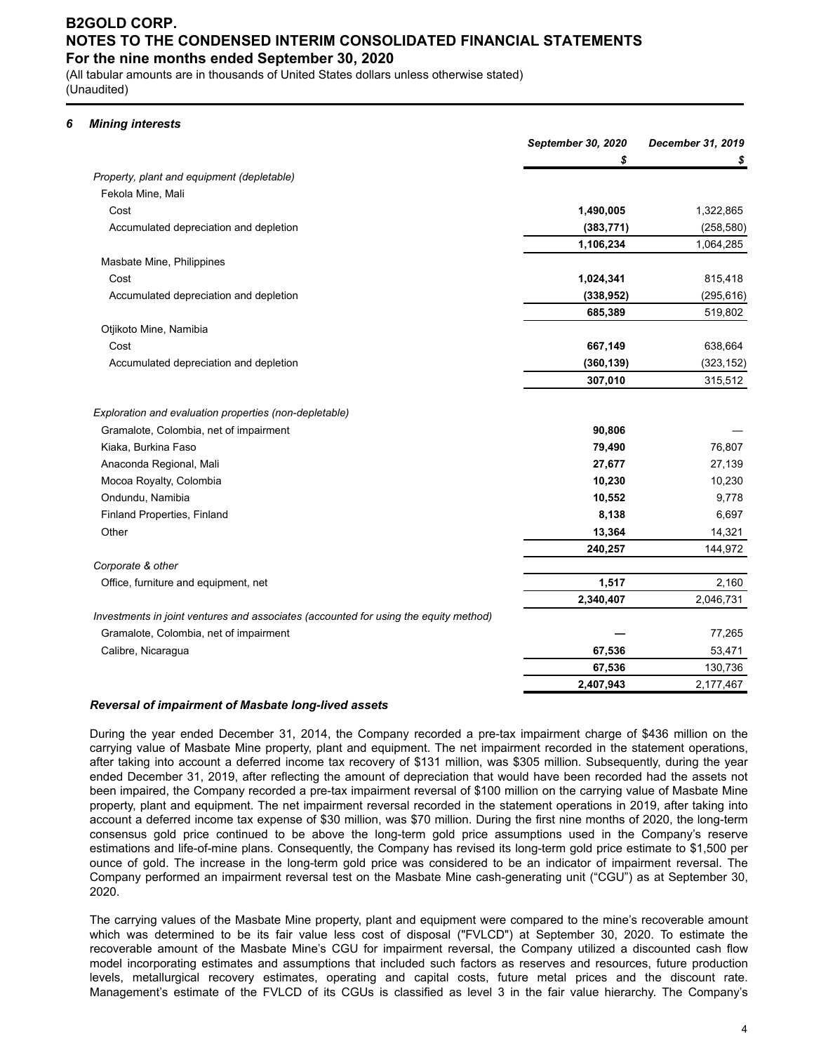## 6 Mining interests

| | September 30, 2020 | December 31, 2019 |
|---|---|---|
| | $ | $ |
| *Property, plant and equipment (depletable)* | | |
| Fekola Mine, Mali | | |
| Cost | **1,490,005** | 1,322,865 |
| Accumulated depreciation and depletion | **(383,771)** | (258,580) |
| | **1,106,234** | 1,064,285 |
| Masbate Mine, Philippines | | |
| Cost | **1,024,341** | 815,418 |
| Accumulated depreciation and depletion | **(338,952)** | (295,616) |
| | **685,389** | 519,802 |
| Otjikoto Mine, Namibia | | |
| Cost | **667,149** | 638,664 |
| Accumulated depreciation and depletion | **(360,139)** | (323,152) |
| | **307,010** | 315,512 |
| *Exploration and evaluation properties (non-depletable)* | | |
| Gramalote, Colombia, net of impairment | **90,806** | — |
| Kiaka, Burkina Faso | **79,490** | 76,807 |
| Anaconda Regional, Mali | **27,677** | 27,139 |
| Mocoa Royalty, Colombia | **10,230** | 10,230 |
| Ondundu, Namibia | **10,552** | 9,778 |
| Finland Properties, Finland | **8,138** | 6,697 |
| Other | **13,364** | 14,321 |
| | **240,257** | 144,972 |
| *Corporate & other* | | |
| Office, furniture and equipment, net | **1,517** | 2,160 |
| | **2,340,407** | 2,046,731 |
| *Investments in joint ventures and associates (accounted for using the equity method)* | | |
| Gramalote, Colombia, net of impairment | **—** | 77,265 |
| Calibre, Nicaragua | **67,536** | 53,471 |
| | **67,536** | 130,736 |
| | **2,407,943** | 2,177,467 |

### *Reversal of impairment of Masbate long-lived assets*

During the year ended December 31, 2014, the Company recorded a pre-tax impairment charge of $436 million on the carrying value of Masbate Mine property, plant and equipment. The net impairment recorded in the statement operations, after taking into account a deferred income tax recovery of $131 million, was $305 million. Subsequently, during the year ended December 31, 2019, after reflecting the amount of depreciation that would have been recorded had the assets not been impaired, the Company recorded a pre-tax impairment reversal of $100 million on the carrying value of Masbate Mine property, plant and equipment. The net impairment reversal recorded in the statement operations in 2019, after taking into account a deferred income tax expense of $30 million, was $70 million. During the first nine months of 2020, the long-term consensus gold price continued to be above the long-term gold price assumptions used in the Company's reserve estimations and life-of-mine plans. Consequently, the Company has revised its long-term gold price estimate to $1,500 per ounce of gold. The increase in the long-term gold price was considered to be an indicator of impairment reversal. The Company performed an impairment reversal test on the Masbate Mine cash-generating unit ("CGU") as at September 30, 2020.

The carrying values of the Masbate Mine property, plant and equipment were compared to the mine's recoverable amount which was determined to be its fair value less cost of disposal ("FVLCD") at September 30, 2020. To estimate the recoverable amount of the Masbate Mine's CGU for impairment reversal, the Company utilized a discounted cash flow model incorporating estimates and assumptions that included such factors as reserves and resources, future production levels, metallurgical recovery estimates, operating and capital costs, future metal prices and the discount rate. Management's estimate of the FVLCD of its CGUs is classified as level 3 in the fair value hierarchy. The Company's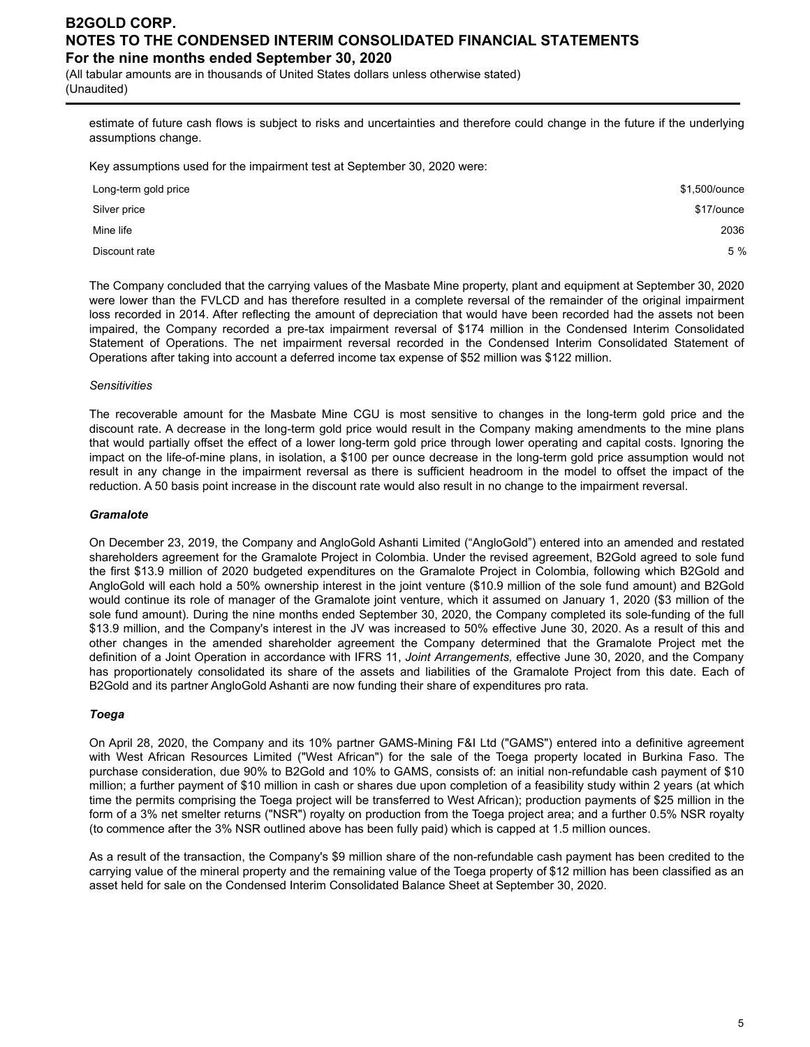estimate of future cash flows is subject to risks and uncertainties and therefore could change in the future if the underlying assumptions change.

Key assumptions used for the impairment test at September 30, 2020 were:

| | |
|---|---|
| Long-term gold price | $1,500/ounce |
| Silver price | $17/ounce |
| Mine life | 2036 |
| Discount rate | 5 % |

The Company concluded that the carrying values of the Masbate Mine property, plant and equipment at September 30, 2020 were lower than the FVLCD and has therefore resulted in a complete reversal of the remainder of the original impairment loss recorded in 2014. After reflecting the amount of depreciation that would have been recorded had the assets not been impaired, the Company recorded a pre-tax impairment reversal of $174 million in the Condensed Interim Consolidated Statement of Operations. The net impairment reversal recorded in the Condensed Interim Consolidated Statement of Operations after taking into account a deferred income tax expense of $52 million was $122 million.

*Sensitivities*

The recoverable amount for the Masbate Mine CGU is most sensitive to changes in the long-term gold price and the discount rate. A decrease in the long-term gold price would result in the Company making amendments to the mine plans that would partially offset the effect of a lower long-term gold price through lower operating and capital costs. Ignoring the impact on the life-of-mine plans, in isolation, a $100 per ounce decrease in the long-term gold price assumption would not result in any change in the impairment reversal as there is sufficient headroom in the model to offset the impact of the reduction. A 50 basis point increase in the discount rate would also result in no change to the impairment reversal.

***Gramalote***

On December 23, 2019, the Company and AngloGold Ashanti Limited ("AngloGold") entered into an amended and restated shareholders agreement for the Gramalote Project in Colombia. Under the revised agreement, B2Gold agreed to sole fund the first $13.9 million of 2020 budgeted expenditures on the Gramalote Project in Colombia, following which B2Gold and AngloGold will each hold a 50% ownership interest in the joint venture ($10.9 million of the sole fund amount) and B2Gold would continue its role of manager of the Gramalote joint venture, which it assumed on January 1, 2020 ($3 million of the sole fund amount). During the nine months ended September 30, 2020, the Company completed its sole-funding of the full $13.9 million, and the Company's interest in the JV was increased to 50% effective June 30, 2020. As a result of this and other changes in the amended shareholder agreement the Company determined that the Gramalote Project met the definition of a Joint Operation in accordance with IFRS 11, *Joint Arrangements,* effective June 30, 2020, and the Company has proportionately consolidated its share of the assets and liabilities of the Gramalote Project from this date. Each of B2Gold and its partner AngloGold Ashanti are now funding their share of expenditures pro rata.

***Toega***

On April 28, 2020, the Company and its 10% partner GAMS-Mining F&I Ltd ("GAMS") entered into a definitive agreement with West African Resources Limited ("West African") for the sale of the Toega property located in Burkina Faso. The purchase consideration, due 90% to B2Gold and 10% to GAMS, consists of: an initial non-refundable cash payment of $10 million; a further payment of $10 million in cash or shares due upon completion of a feasibility study within 2 years (at which time the permits comprising the Toega project will be transferred to West African); production payments of $25 million in the form of a 3% net smelter returns ("NSR") royalty on production from the Toega project area; and a further 0.5% NSR royalty (to commence after the 3% NSR outlined above has been fully paid) which is capped at 1.5 million ounces.

As a result of the transaction, the Company's $9 million share of the non-refundable cash payment has been credited to the carrying value of the mineral property and the remaining value of the Toega property of $12 million has been classified as an asset held for sale on the Condensed Interim Consolidated Balance Sheet at September 30, 2020.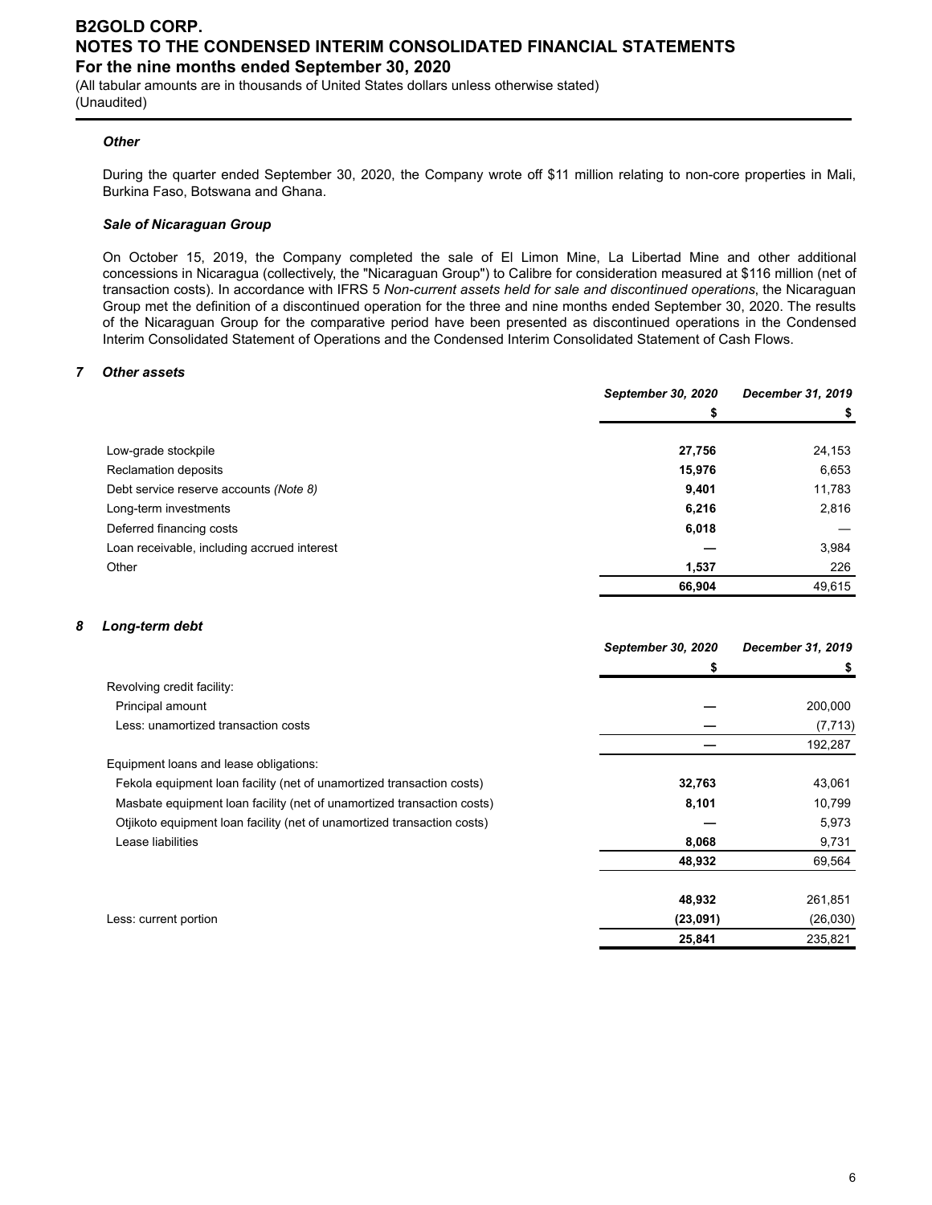***Other***

During the quarter ended September 30, 2020, the Company wrote off $11 million relating to non-core properties in Mali, Burkina Faso, Botswana and Ghana.

***Sale of Nicaraguan Group***

On October 15, 2019, the Company completed the sale of El Limon Mine, La Libertad Mine and other additional concessions in Nicaragua (collectively, the "Nicaraguan Group") to Calibre for consideration measured at $116 million (net of transaction costs). In accordance with IFRS 5 *Non-current assets held for sale and discontinued operations*, the Nicaraguan Group met the definition of a discontinued operation for the three and nine months ended September 30, 2020. The results of the Nicaraguan Group for the comparative period have been presented as discontinued operations in the Condensed Interim Consolidated Statement of Operations and the Condensed Interim Consolidated Statement of Cash Flows.

## 7 Other assets

| | ***September 30, 2020*** | ***December 31, 2019*** |
|---|---|---|
| | **$** | **$** |
| Low-grade stockpile | **27,756** | 24,153 |
| Reclamation deposits | **15,976** | 6,653 |
| Debt service reserve accounts *(Note 8)* | **9,401** | 11,783 |
| Long-term investments | **6,216** | 2,816 |
| Deferred financing costs | **6,018** | — |
| Loan receivable, including accrued interest | **—** | 3,984 |
| Other | **1,537** | 226 |
| | **66,904** | 49,615 |

## 8 Long-term debt

| | ***September 30, 2020*** | ***December 31, 2019*** |
|---|---|---|
| | **$** | **$** |
| Revolving credit facility: | | |
| Principal amount | **—** | 200,000 |
| Less: unamortized transaction costs | **—** | (7,713) |
| | **—** | 192,287 |
| Equipment loans and lease obligations: | | |
| Fekola equipment loan facility (net of unamortized transaction costs) | **32,763** | 43,061 |
| Masbate equipment loan facility (net of unamortized transaction costs) | **8,101** | 10,799 |
| Otjikoto equipment loan facility (net of unamortized transaction costs) | **—** | 5,973 |
| Lease liabilities | **8,068** | 9,731 |
| | **48,932** | 69,564 |
| | | |
| | **48,932** | 261,851 |
| Less: current portion | **(23,091)** | (26,030) |
| | **25,841** | 235,821 |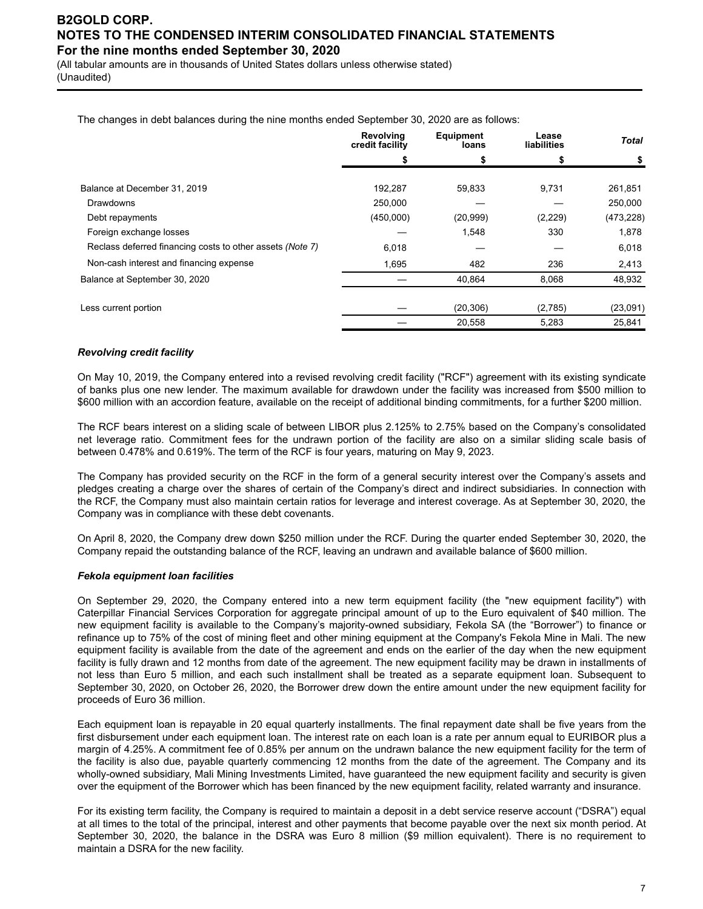The changes in debt balances during the nine months ended September 30, 2020 are as follows:

| | Revolving credit facility | Equipment loans | Lease liabilities | *Total* |
|---|---|---|---|---|
| | $ | $ | $ | $ |
| Balance at December 31, 2019 | 192,287 | 59,833 | 9,731 | 261,851 |
| Drawdowns | 250,000 | — | — | 250,000 |
| Debt repayments | (450,000) | (20,999) | (2,229) | (473,228) |
| Foreign exchange losses | — | 1,548 | 330 | 1,878 |
| Reclass deferred financing costs to other assets *(Note 7)* | 6,018 | — | — | 6,018 |
| Non-cash interest and financing expense | 1,695 | 482 | 236 | 2,413 |
| Balance at September 30, 2020 | — | 40,864 | 8,068 | 48,932 |
| Less current portion | — | (20,306) | (2,785) | (23,091) |
| | — | 20,558 | 5,283 | 25,841 |

***Revolving credit facility***

On May 10, 2019, the Company entered into a revised revolving credit facility ("RCF") agreement with its existing syndicate of banks plus one new lender. The maximum available for drawdown under the facility was increased from $500 million to $600 million with an accordion feature, available on the receipt of additional binding commitments, for a further $200 million.

The RCF bears interest on a sliding scale of between LIBOR plus 2.125% to 2.75% based on the Company's consolidated net leverage ratio. Commitment fees for the undrawn portion of the facility are also on a similar sliding scale basis of between 0.478% and 0.619%. The term of the RCF is four years, maturing on May 9, 2023.

The Company has provided security on the RCF in the form of a general security interest over the Company's assets and pledges creating a charge over the shares of certain of the Company's direct and indirect subsidiaries. In connection with the RCF, the Company must also maintain certain ratios for leverage and interest coverage. As at September 30, 2020, the Company was in compliance with these debt covenants.

On April 8, 2020, the Company drew down $250 million under the RCF. During the quarter ended September 30, 2020, the Company repaid the outstanding balance of the RCF, leaving an undrawn and available balance of $600 million.

***Fekola equipment loan facilities***

On September 29, 2020, the Company entered into a new term equipment facility (the "new equipment facility") with Caterpillar Financial Services Corporation for aggregate principal amount of up to the Euro equivalent of $40 million. The new equipment facility is available to the Company's majority-owned subsidiary, Fekola SA (the "Borrower") to finance or refinance up to 75% of the cost of mining fleet and other mining equipment at the Company's Fekola Mine in Mali. The new equipment facility is available from the date of the agreement and ends on the earlier of the day when the new equipment facility is fully drawn and 12 months from date of the agreement. The new equipment facility may be drawn in installments of not less than Euro 5 million, and each such installment shall be treated as a separate equipment loan. Subsequent to September 30, 2020, on October 26, 2020, the Borrower drew down the entire amount under the new equipment facility for proceeds of Euro 36 million.

Each equipment loan is repayable in 20 equal quarterly installments. The final repayment date shall be five years from the first disbursement under each equipment loan. The interest rate on each loan is a rate per annum equal to EURIBOR plus a margin of 4.25%. A commitment fee of 0.85% per annum on the undrawn balance the new equipment facility for the term of the facility is also due, payable quarterly commencing 12 months from the date of the agreement. The Company and its wholly-owned subsidiary, Mali Mining Investments Limited, have guaranteed the new equipment facility and security is given over the equipment of the Borrower which has been financed by the new equipment facility, related warranty and insurance.

For its existing term facility, the Company is required to maintain a deposit in a debt service reserve account ("DSRA") equal at all times to the total of the principal, interest and other payments that become payable over the next six month period. At September 30, 2020, the balance in the DSRA was Euro 8 million ($9 million equivalent). There is no requirement to maintain a DSRA for the new facility.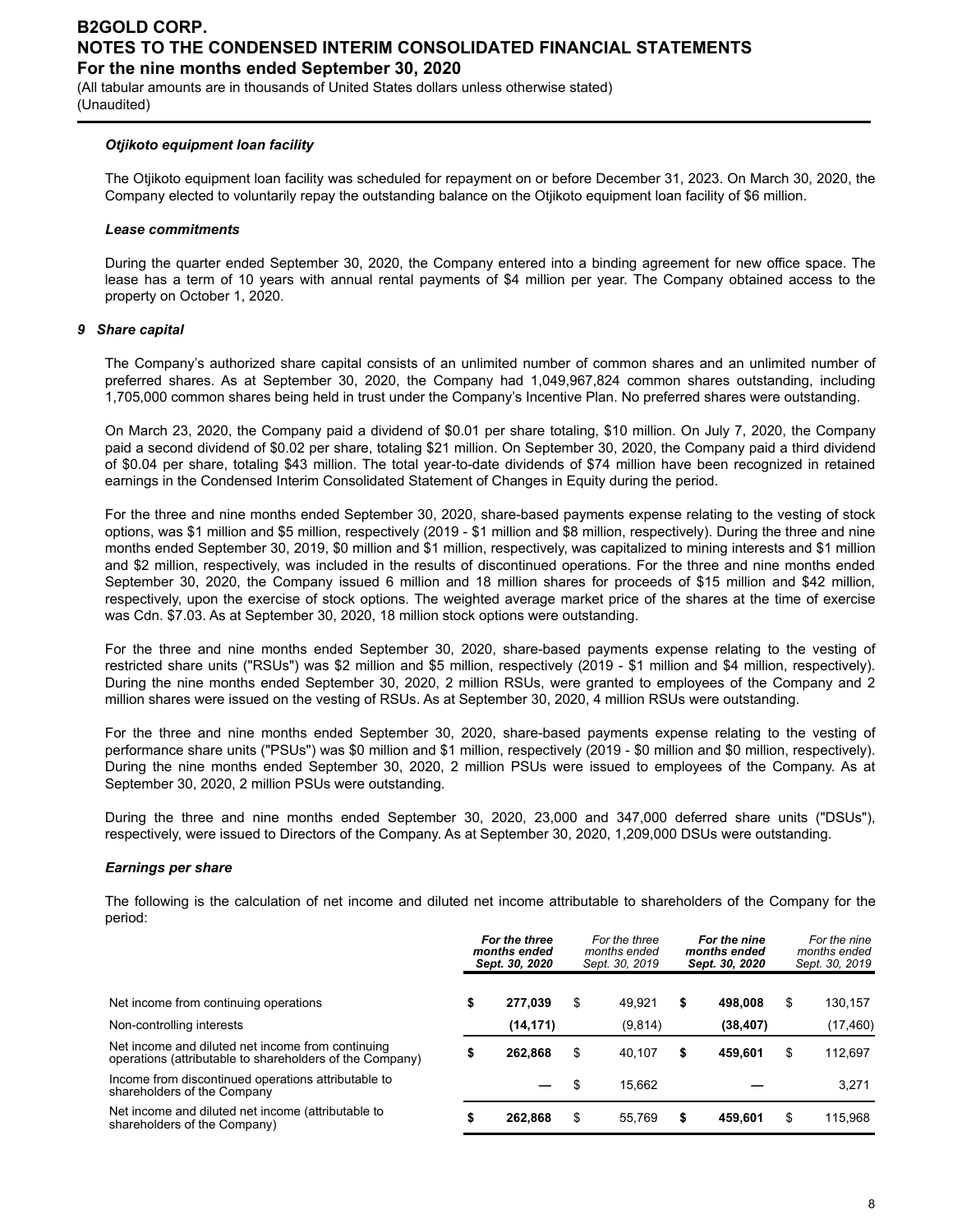### *Otjikoto equipment loan facility*

The Otjikoto equipment loan facility was scheduled for repayment on or before December 31, 2023. On March 30, 2020, the Company elected to voluntarily repay the outstanding balance on the Otjikoto equipment loan facility of $6 million.

### *Lease commitments*

During the quarter ended September 30, 2020, the Company entered into a binding agreement for new office space. The lease has a term of 10 years with annual rental payments of $4 million per year. The Company obtained access to the property on October 1, 2020.

## 9 Share capital

The Company's authorized share capital consists of an unlimited number of common shares and an unlimited number of preferred shares. As at September 30, 2020, the Company had 1,049,967,824 common shares outstanding, including 1,705,000 common shares being held in trust under the Company's Incentive Plan. No preferred shares were outstanding.

On March 23, 2020, the Company paid a dividend of $0.01 per share totaling, $10 million. On July 7, 2020, the Company paid a second dividend of $0.02 per share, totaling $21 million. On September 30, 2020, the Company paid a third dividend of $0.04 per share, totaling $43 million. The total year-to-date dividends of $74 million have been recognized in retained earnings in the Condensed Interim Consolidated Statement of Changes in Equity during the period.

For the three and nine months ended September 30, 2020, share-based payments expense relating to the vesting of stock options, was $1 million and $5 million, respectively (2019 - $1 million and $8 million, respectively). During the three and nine months ended September 30, 2019, $0 million and $1 million, respectively, was capitalized to mining interests and $1 million and $2 million, respectively, was included in the results of discontinued operations. For the three and nine months ended September 30, 2020, the Company issued 6 million and 18 million shares for proceeds of $15 million and $42 million, respectively, upon the exercise of stock options. The weighted average market price of the shares at the time of exercise was Cdn. $7.03. As at September 30, 2020, 18 million stock options were outstanding.

For the three and nine months ended September 30, 2020, share-based payments expense relating to the vesting of restricted share units ("RSUs") was $2 million and $5 million, respectively (2019 - $1 million and $4 million, respectively). During the nine months ended September 30, 2020, 2 million RSUs, were granted to employees of the Company and 2 million shares were issued on the vesting of RSUs. As at September 30, 2020, 4 million RSUs were outstanding.

For the three and nine months ended September 30, 2020, share-based payments expense relating to the vesting of performance share units ("PSUs") was $0 million and $1 million, respectively (2019 - $0 million and $0 million, respectively). During the nine months ended September 30, 2020, 2 million PSUs were issued to employees of the Company. As at September 30, 2020, 2 million PSUs were outstanding.

During the three and nine months ended September 30, 2020, 23,000 and 347,000 deferred share units ("DSUs"), respectively, were issued to Directors of the Company. As at September 30, 2020, 1,209,000 DSUs were outstanding.

### *Earnings per share*

The following is the calculation of net income and diluted net income attributable to shareholders of the Company for the period:

| | ***For the three months ended Sept. 30, 2020*** | *For the three months ended Sept. 30, 2019* | ***For the nine months ended Sept. 30, 2020*** | *For the nine months ended Sept. 30, 2019* |
|---|---|---|---|---|
| Net income from continuing operations | **$ 277,039** | $ 49,921 | **$ 498,008** | $ 130,157 |
| Non-controlling interests | **(14,171)** | (9,814) | **(38,407)** | (17,460) |
| Net income and diluted net income from continuing operations (attributable to shareholders of the Company) | **$ 262,868** | $ 40,107 | **$ 459,601** | $ 112,697 |
| Income from discontinued operations attributable to shareholders of the Company | **—** | $ 15,662 | **—** | 3,271 |
| Net income and diluted net income (attributable to shareholders of the Company) | **$ 262,868** | $ 55,769 | **$ 459,601** | $ 115,968 |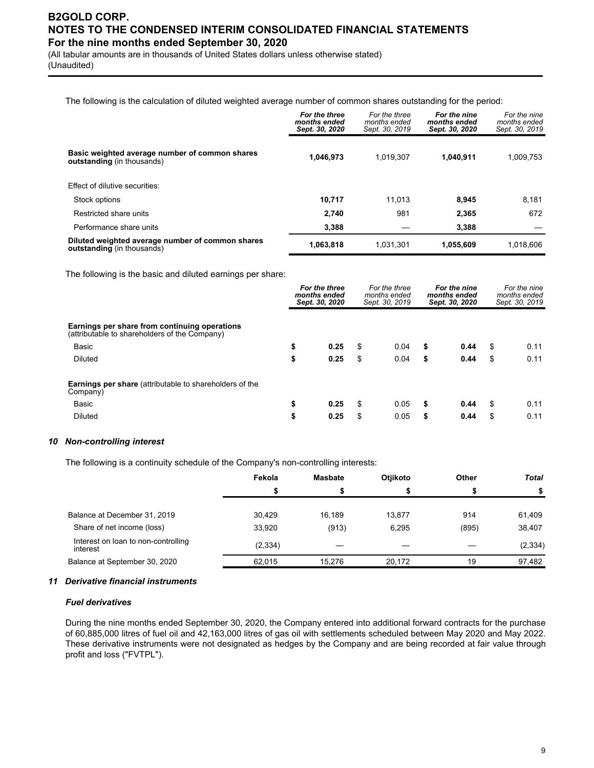The following is the calculation of diluted weighted average number of common shares outstanding for the period:

| | ***For the three months ended Sept. 30, 2020*** | *For the three months ended Sept. 30, 2019* | ***For the nine months ended Sept. 30, 2020*** | *For the nine months ended Sept. 30, 2019* |
|---|---|---|---|---|
| **Basic weighted average number of common shares outstanding** (in thousands) | **1,046,973** | 1,019,307 | **1,040,911** | 1,009,753 |
| Effect of dilutive securities: | | | | |
| Stock options | **10,717** | 11,013 | **8,945** | 8,181 |
| Restricted share units | **2,740** | 981 | **2,365** | 672 |
| Performance share units | **3,388** | — | **3,388** | — |
| **Diluted weighted average number of common shares outstanding** (in thousands) | **1,063,818** | 1,031,301 | **1,055,609** | 1,018,606 |

The following is the basic and diluted earnings per share:

| | ***For the three months ended Sept. 30, 2020*** | *For the three months ended Sept. 30, 2019* | ***For the nine months ended Sept. 30, 2020*** | *For the nine months ended Sept. 30, 2019* |
|---|---|---|---|---|
| **Earnings per share from continuing operations** (attributable to shareholders of the Company) | | | | |
| Basic | **$ 0.25** | $ 0.04 | **$ 0.44** | $ 0.11 |
| Diluted | **$ 0.25** | $ 0.04 | **$ 0.44** | $ 0.11 |
| **Earnings per share** (attributable to shareholders of the Company) | | | | |
| Basic | **$ 0.25** | $ 0.05 | **$ 0.44** | $ 0.11 |
| Diluted | **$ 0.25** | $ 0.05 | **$ 0.44** | $ 0.11 |

### *10 Non-controlling interest*

The following is a continuity schedule of the Company's non-controlling interests:

| | **Fekola** | **Masbate** | **Otjikoto** | **Other** | ***Total*** |
|---|---|---|---|---|---|
| | **$** | **$** | **$** | **$** | **$** |
| Balance at December 31, 2019 | 30,429 | 16,189 | 13,877 | 914 | 61,409 |
| Share of net income (loss) | 33,920 | (913) | 6,295 | (895) | 38,407 |
| Interest on loan to non-controlling interest | (2,334) | — | — | — | (2,334) |
| Balance at September 30, 2020 | 62,015 | 15,276 | 20,172 | 19 | 97,482 |

### *11 Derivative financial instruments*

#### *Fuel derivatives*

During the nine months ended September 30, 2020, the Company entered into additional forward contracts for the purchase of 60,885,000 litres of fuel oil and 42,163,000 litres of gas oil with settlements scheduled between May 2020 and May 2022. These derivative instruments were not designated as hedges by the Company and are being recorded at fair value through profit and loss ("FVTPL").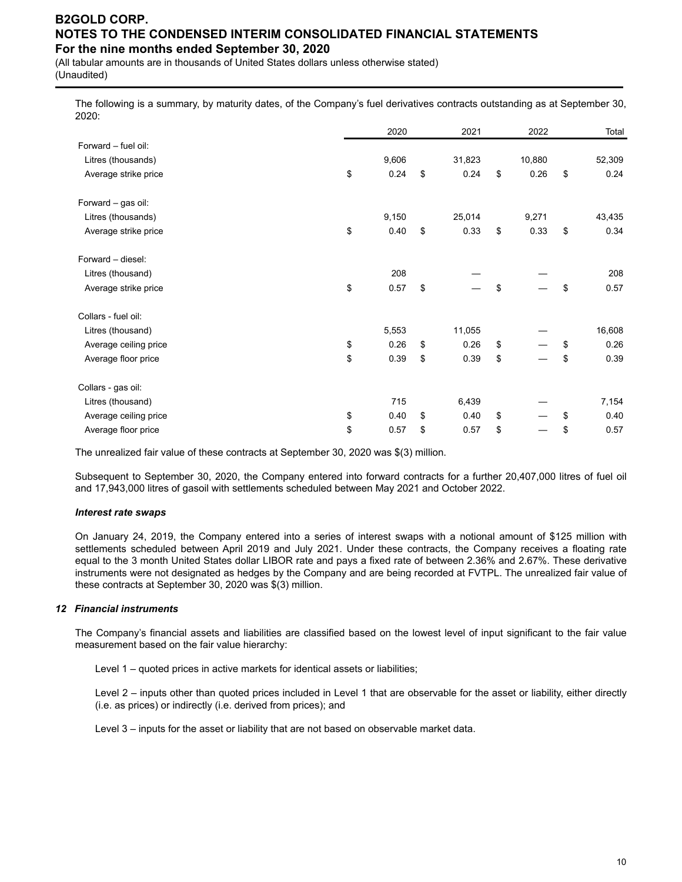The following is a summary, by maturity dates, of the Company's fuel derivatives contracts outstanding as at September 30, 2020:

| | 2020 | 2021 | 2022 | Total |
|---|---|---|---|---|
| Forward – fuel oil: | | | | |
| Litres (thousands) | 9,606 | 31,823 | 10,880 | 52,309 |
| Average strike price | $ 0.24 | $ 0.24 | $ 0.26 | $ 0.24 |
| | | | | |
| Forward – gas oil: | | | | |
| Litres (thousands) | 9,150 | 25,014 | 9,271 | 43,435 |
| Average strike price | $ 0.40 | $ 0.33 | $ 0.33 | $ 0.34 |
| | | | | |
| Forward – diesel: | | | | |
| Litres (thousand) | 208 | — | — | 208 |
| Average strike price | $ 0.57 | $ — | $ — | $ 0.57 |
| | | | | |
| Collars - fuel oil: | | | | |
| Litres (thousand) | 5,553 | 11,055 | — | 16,608 |
| Average ceiling price | $ 0.26 | $ 0.26 | $ — | $ 0.26 |
| Average floor price | $ 0.39 | $ 0.39 | $ — | $ 0.39 |
| | | | | |
| Collars - gas oil: | | | | |
| Litres (thousand) | 715 | 6,439 | — | 7,154 |
| Average ceiling price | $ 0.40 | $ 0.40 | $ — | $ 0.40 |
| Average floor price | $ 0.57 | $ 0.57 | $ — | $ 0.57 |

The unrealized fair value of these contracts at September 30, 2020 was $(3) million.

Subsequent to September 30, 2020, the Company entered into forward contracts for a further 20,407,000 litres of fuel oil and 17,943,000 litres of gasoil with settlements scheduled between May 2021 and October 2022.

***Interest rate swaps***

On January 24, 2019, the Company entered into a series of interest swaps with a notional amount of $125 million with settlements scheduled between April 2019 and July 2021. Under these contracts, the Company receives a floating rate equal to the 3 month United States dollar LIBOR rate and pays a fixed rate of between 2.36% and 2.67%. These derivative instruments were not designated as hedges by the Company and are being recorded at FVTPL. The unrealized fair value of these contracts at September 30, 2020 was $(3) million.

### *12 Financial instruments*

The Company's financial assets and liabilities are classified based on the lowest level of input significant to the fair value measurement based on the fair value hierarchy:

Level 1 – quoted prices in active markets for identical assets or liabilities;

Level 2 – inputs other than quoted prices included in Level 1 that are observable for the asset or liability, either directly (i.e. as prices) or indirectly (i.e. derived from prices); and

Level 3 – inputs for the asset or liability that are not based on observable market data.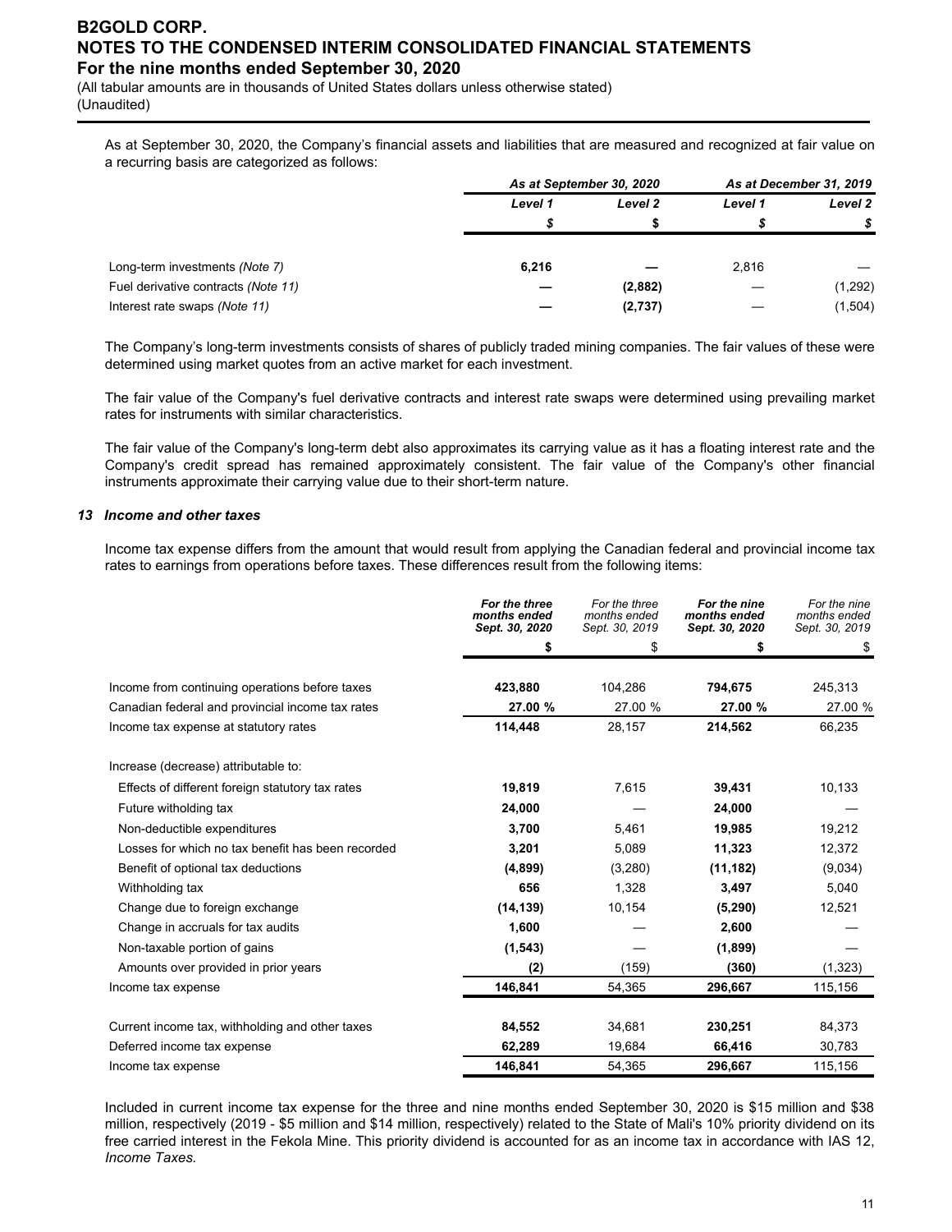As at September 30, 2020, the Company's financial assets and liabilities that are measured and recognized at fair value on a recurring basis are categorized as follows:

| | As at September 30, 2020 | | As at December 31, 2019 | |
|---|---|---|---|---|
| | Level 1 | Level 2 | Level 1 | Level 2 |
| | $ | $ | $ | $ |
| Long-term investments *(Note 7)* | **6,216** | **—** | 2,816 | — |
| Fuel derivative contracts *(Note 11)* | **—** | **(2,882)** | — | (1,292) |
| Interest rate swaps *(Note 11)* | **—** | **(2,737)** | — | (1,504) |

The Company's long-term investments consists of shares of publicly traded mining companies. The fair values of these were determined using market quotes from an active market for each investment.

The fair value of the Company's fuel derivative contracts and interest rate swaps were determined using prevailing market rates for instruments with similar characteristics.

The fair value of the Company's long-term debt also approximates its carrying value as it has a floating interest rate and the Company's credit spread has remained approximately consistent. The fair value of the Company's other financial instruments approximate their carrying value due to their short-term nature.

### 13 Income and other taxes

Income tax expense differs from the amount that would result from applying the Canadian federal and provincial income tax rates to earnings from operations before taxes. These differences result from the following items:

| | For the three months ended Sept. 30, 2020 | For the three months ended Sept. 30, 2019 | For the nine months ended Sept. 30, 2020 | For the nine months ended Sept. 30, 2019 |
|---|---|---|---|---|
| | $ | $ | $ | $ |
| Income from continuing operations before taxes | **423,880** | 104,286 | **794,675** | 245,313 |
| Canadian federal and provincial income tax rates | **27.00 %** | 27.00 % | **27.00 %** | 27.00 % |
| Income tax expense at statutory rates | **114,448** | 28,157 | **214,562** | 66,235 |
| Increase (decrease) attributable to: | | | | |
| Effects of different foreign statutory tax rates | **19,819** | 7,615 | **39,431** | 10,133 |
| Future witholding tax | **24,000** | — | **24,000** | — |
| Non-deductible expenditures | **3,700** | 5,461 | **19,985** | 19,212 |
| Losses for which no tax benefit has been recorded | **3,201** | 5,089 | **11,323** | 12,372 |
| Benefit of optional tax deductions | **(4,899)** | (3,280) | **(11,182)** | (9,034) |
| Withholding tax | **656** | 1,328 | **3,497** | 5,040 |
| Change due to foreign exchange | **(14,139)** | 10,154 | **(5,290)** | 12,521 |
| Change in accruals for tax audits | **1,600** | — | **2,600** | — |
| Non-taxable portion of gains | **(1,543)** | — | **(1,899)** | — |
| Amounts over provided in prior years | **(2)** | (159) | **(360)** | (1,323) |
| Income tax expense | **146,841** | 54,365 | **296,667** | 115,156 |
| | | | | |
| Current income tax, withholding and other taxes | **84,552** | 34,681 | **230,251** | 84,373 |
| Deferred income tax expense | **62,289** | 19,684 | **66,416** | 30,783 |
| Income tax expense | **146,841** | 54,365 | **296,667** | 115,156 |

Included in current income tax expense for the three and nine months ended September 30, 2020 is $15 million and $38 million, respectively (2019 - $5 million and $14 million, respectively) related to the State of Mali's 10% priority dividend on its free carried interest in the Fekola Mine. This priority dividend is accounted for as an income tax in accordance with IAS 12, *Income Taxes.*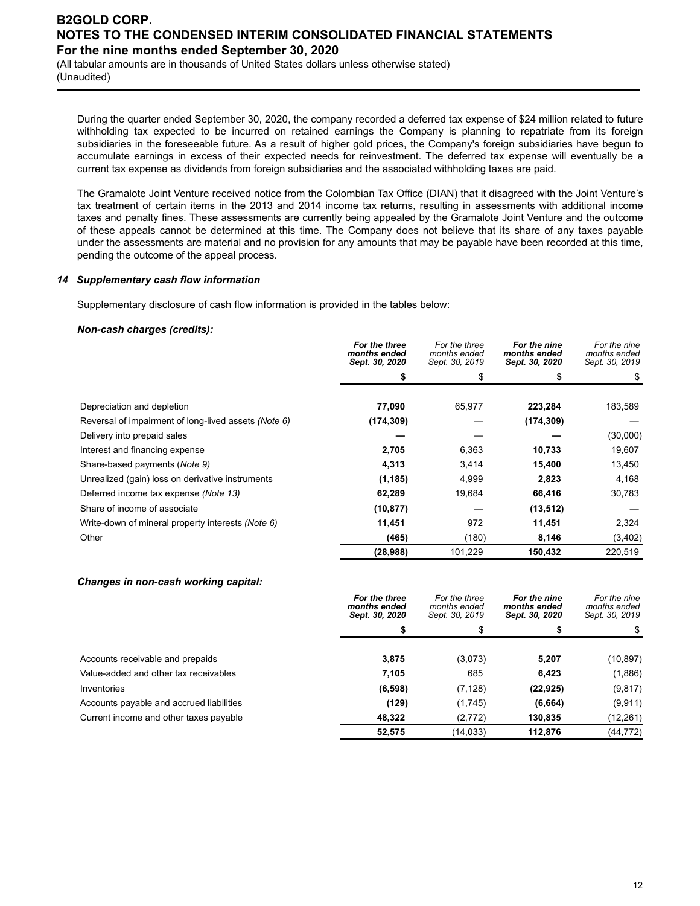During the quarter ended September 30, 2020, the company recorded a deferred tax expense of $24 million related to future withholding tax expected to be incurred on retained earnings the Company is planning to repatriate from its foreign subsidiaries in the foreseeable future. As a result of higher gold prices, the Company's foreign subsidiaries have begun to accumulate earnings in excess of their expected needs for reinvestment. The deferred tax expense will eventually be a current tax expense as dividends from foreign subsidiaries and the associated withholding taxes are paid.

The Gramalote Joint Venture received notice from the Colombian Tax Office (DIAN) that it disagreed with the Joint Venture's tax treatment of certain items in the 2013 and 2014 income tax returns, resulting in assessments with additional income taxes and penalty fines. These assessments are currently being appealed by the Gramalote Joint Venture and the outcome of these appeals cannot be determined at this time. The Company does not believe that its share of any taxes payable under the assessments are material and no provision for any amounts that may be payable have been recorded at this time, pending the outcome of the appeal process.

### 14 *Supplementary cash flow information*

Supplementary disclosure of cash flow information is provided in the tables below:

***Non-cash charges (credits):***

| | **For the three months ended Sept. 30, 2020** | *For the three months ended Sept. 30, 2019* | **For the nine months ended Sept. 30, 2020** | *For the nine months ended Sept. 30, 2019* |
|---|---|---|---|---|
| | **$** | $ | **$** | $ |
| Depreciation and depletion | **77,090** | 65,977 | **223,284** | 183,589 |
| Reversal of impairment of long-lived assets *(Note 6)* | **(174,309)** | — | **(174,309)** | — |
| Delivery into prepaid sales | **—** | — | **—** | (30,000) |
| Interest and financing expense | **2,705** | 6,363 | **10,733** | 19,607 |
| Share-based payments (*Note 9*) | **4,313** | 3,414 | **15,400** | 13,450 |
| Unrealized (gain) loss on derivative instruments | **(1,185)** | 4,999 | **2,823** | 4,168 |
| Deferred income tax expense *(Note 13)* | **62,289** | 19,684 | **66,416** | 30,783 |
| Share of income of associate | **(10,877)** | — | **(13,512)** | — |
| Write-down of mineral property interests *(Note 6)* | **11,451** | 972 | **11,451** | 2,324 |
| Other | **(465)** | (180) | **8,146** | (3,402) |
| | **(28,988)** | 101,229 | **150,432** | 220,519 |

***Changes in non-cash working capital:***

| | **For the three months ended Sept. 30, 2020** | *For the three months ended Sept. 30, 2019* | **For the nine months ended Sept. 30, 2020** | *For the nine months ended Sept. 30, 2019* |
|---|---|---|---|---|
| | **$** | $ | **$** | $ |
| Accounts receivable and prepaids | **3,875** | (3,073) | **5,207** | (10,897) |
| Value-added and other tax receivables | **7,105** | 685 | **6,423** | (1,886) |
| Inventories | **(6,598)** | (7,128) | **(22,925)** | (9,817) |
| Accounts payable and accrued liabilities | **(129)** | (1,745) | **(6,664)** | (9,911) |
| Current income and other taxes payable | **48,322** | (2,772) | **130,835** | (12,261) |
| | **52,575** | (14,033) | **112,876** | (44,772) |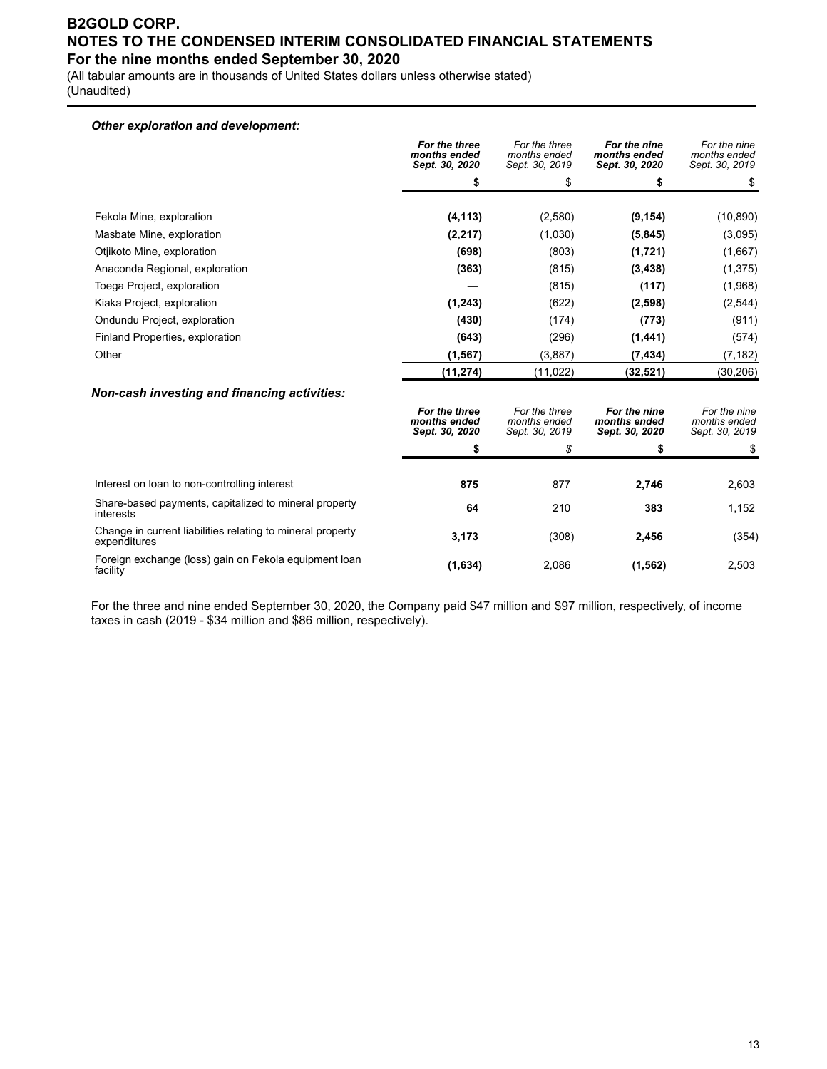***Other exploration and development:***

| | ***For the three months ended Sept. 30, 2020*** | *For the three months ended Sept. 30, 2019* | ***For the nine months ended Sept. 30, 2020*** | *For the nine months ended Sept. 30, 2019* |
|---|---|---|---|---|
| | **$** | $ | **$** | $ |
| Fekola Mine, exploration | **(4,113)** | (2,580) | **(9,154)** | (10,890) |
| Masbate Mine, exploration | **(2,217)** | (1,030) | **(5,845)** | (3,095) |
| Otjikoto Mine, exploration | **(698)** | (803) | **(1,721)** | (1,667) |
| Anaconda Regional, exploration | **(363)** | (815) | **(3,438)** | (1,375) |
| Toega Project, exploration | **—** | (815) | **(117)** | (1,968) |
| Kiaka Project, exploration | **(1,243)** | (622) | **(2,598)** | (2,544) |
| Ondundu Project, exploration | **(430)** | (174) | **(773)** | (911) |
| Finland Properties, exploration | **(643)** | (296) | **(1,441)** | (574) |
| Other | **(1,567)** | (3,887) | **(7,434)** | (7,182) |
| | **(11,274)** | (11,022) | **(32,521)** | (30,206) |

***Non-cash investing and financing activities:***

| | ***For the three months ended Sept. 30, 2020*** | *For the three months ended Sept. 30, 2019* | ***For the nine months ended Sept. 30, 2020*** | *For the nine months ended Sept. 30, 2019* |
|---|---|---|---|---|
| | **$** | *$* | **$** | $ |
| Interest on loan to non-controlling interest | **875** | 877 | **2,746** | 2,603 |
| Share-based payments, capitalized to mineral property interests | **64** | 210 | **383** | 1,152 |
| Change in current liabilities relating to mineral property expenditures | **3,173** | (308) | **2,456** | (354) |
| Foreign exchange (loss) gain on Fekola equipment loan facility | **(1,634)** | 2,086 | **(1,562)** | 2,503 |

For the three and nine ended September 30, 2020, the Company paid $47 million and $97 million, respectively, of income taxes in cash (2019 - $34 million and $86 million, respectively).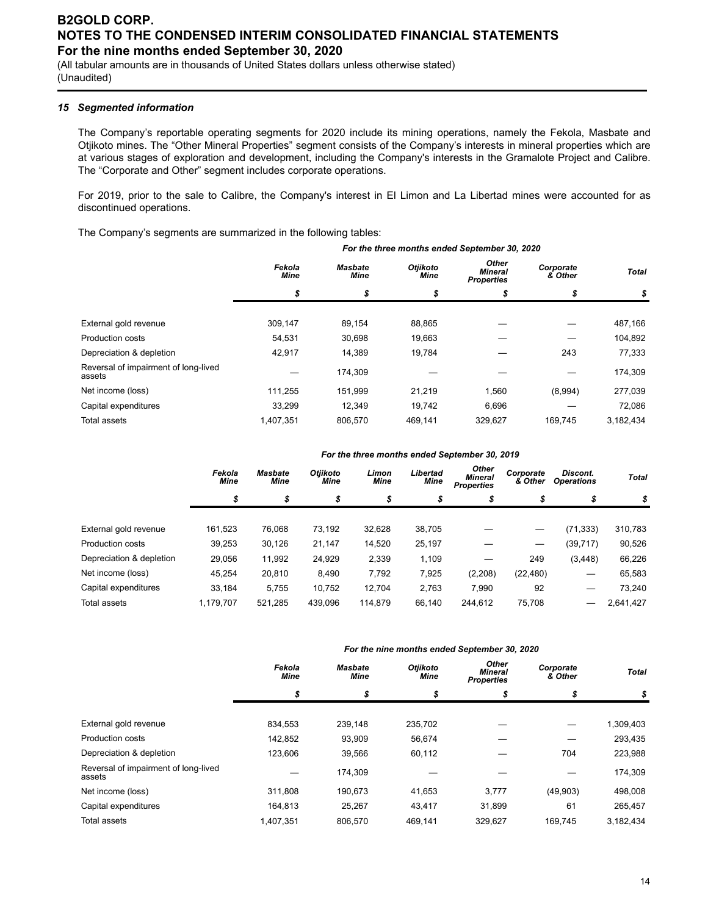### *15 Segmented information*

The Company's reportable operating segments for 2020 include its mining operations, namely the Fekola, Masbate and Otjikoto mines. The "Other Mineral Properties" segment consists of the Company's interests in mineral properties which are at various stages of exploration and development, including the Company's interests in the Gramalote Project and Calibre. The "Corporate and Other" segment includes corporate operations.

For 2019, prior to the sale to Calibre, the Company's interest in El Limon and La Libertad mines were accounted for as discontinued operations.

The Company's segments are summarized in the following tables:

| | *For the three months ended September 30, 2020* | | | | | |
|---|---|---|---|---|---|---|
| | *Fekola Mine* | *Masbate Mine* | *Otjikoto Mine* | *Other Mineral Properties* | *Corporate & Other* | *Total* |
| | *$* | *$* | *$* | *$* | *$* | *$* |
| External gold revenue | 309,147 | 89,154 | 88,865 | — | — | 487,166 |
| Production costs | 54,531 | 30,698 | 19,663 | — | — | 104,892 |
| Depreciation & depletion | 42,917 | 14,389 | 19,784 | — | 243 | 77,333 |
| Reversal of impairment of long-lived assets | — | 174,309 | — | — | — | 174,309 |
| Net income (loss) | 111,255 | 151,999 | 21,219 | 1,560 | (8,994) | 277,039 |
| Capital expenditures | 33,299 | 12,349 | 19,742 | 6,696 | — | 72,086 |
| Total assets | 1,407,351 | 806,570 | 469,141 | 329,627 | 169,745 | 3,182,434 |

| | *For the three months ended September 30, 2019* | | | | | | | | |
|---|---|---|---|---|---|---|---|---|---|
| | *Fekola Mine* | *Masbate Mine* | *Otjikoto Mine* | *Limon Mine* | *Libertad Mine* | *Other Mineral Properties* | *Corporate & Other* | *Discont. Operations* | *Total* |
| | *$* | *$* | *$* | *$* | *$* | *$* | *$* | *$* | *$* |
| External gold revenue | 161,523 | 76,068 | 73,192 | 32,628 | 38,705 | — | — | (71,333) | 310,783 |
| Production costs | 39,253 | 30,126 | 21,147 | 14,520 | 25,197 | — | — | (39,717) | 90,526 |
| Depreciation & depletion | 29,056 | 11,992 | 24,929 | 2,339 | 1,109 | — | 249 | (3,448) | 66,226 |
| Net income (loss) | 45,254 | 20,810 | 8,490 | 7,792 | 7,925 | (2,208) | (22,480) | — | 65,583 |
| Capital expenditures | 33,184 | 5,755 | 10,752 | 12,704 | 2,763 | 7,990 | 92 | — | 73,240 |
| Total assets | 1,179,707 | 521,285 | 439,096 | 114,879 | 66,140 | 244,612 | 75,708 | — | 2,641,427 |

| | *For the nine months ended September 30, 2020* | | | | | |
|---|---|---|---|---|---|---|
| | *Fekola Mine* | *Masbate Mine* | *Otjikoto Mine* | *Other Mineral Properties* | *Corporate & Other* | *Total* |
| | *$* | *$* | *$* | *$* | *$* | *$* |
| External gold revenue | 834,553 | 239,148 | 235,702 | — | — | 1,309,403 |
| Production costs | 142,852 | 93,909 | 56,674 | — | — | 293,435 |
| Depreciation & depletion | 123,606 | 39,566 | 60,112 | — | 704 | 223,988 |
| Reversal of impairment of long-lived assets | — | 174,309 | — | — | — | 174,309 |
| Net income (loss) | 311,808 | 190,673 | 41,653 | 3,777 | (49,903) | 498,008 |
| Capital expenditures | 164,813 | 25,267 | 43,417 | 31,899 | 61 | 265,457 |
| Total assets | 1,407,351 | 806,570 | 469,141 | 329,627 | 169,745 | 3,182,434 |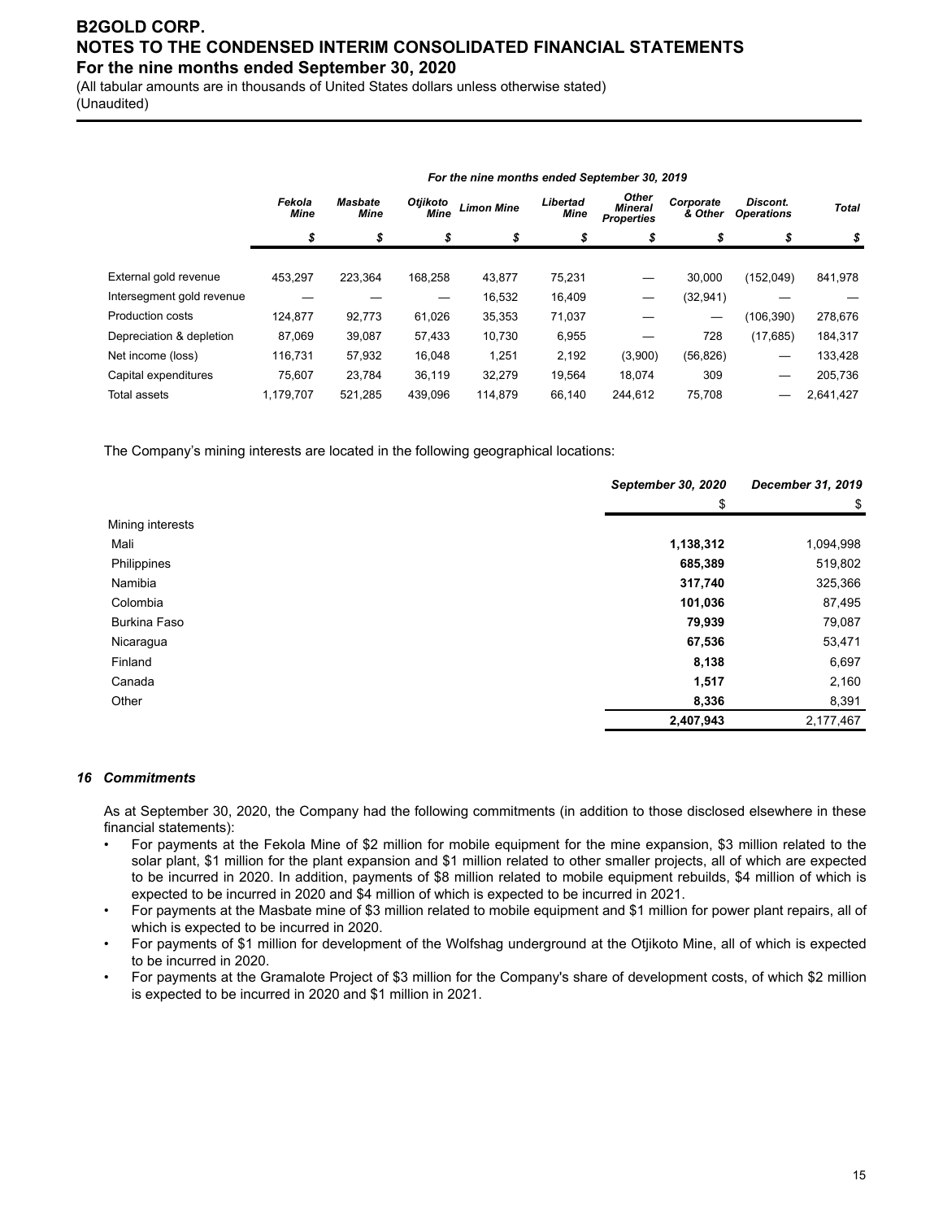| | For the nine months ended September 30, 2019 | | | | | | | | |
|---|---|---|---|---|---|---|---|---|---|
| | *Fekola Mine* | *Masbate Mine* | *Otjikoto Mine* | *Limon Mine* | *Libertad Mine* | *Other Mineral Properties* | *Corporate & Other* | *Discont. Operations* | *Total* |
| | *$* | *$* | *$* | *$* | *$* | *$* | *$* | *$* | *$* |
| External gold revenue | 453,297 | 223,364 | 168,258 | 43,877 | 75,231 | — | 30,000 | (152,049) | 841,978 |
| Intersegment gold revenue | — | — | — | 16,532 | 16,409 | — | (32,941) | — | — |
| Production costs | 124,877 | 92,773 | 61,026 | 35,353 | 71,037 | — | — | (106,390) | 278,676 |
| Depreciation & depletion | 87,069 | 39,087 | 57,433 | 10,730 | 6,955 | — | 728 | (17,685) | 184,317 |
| Net income (loss) | 116,731 | 57,932 | 16,048 | 1,251 | 2,192 | (3,900) | (56,826) | — | 133,428 |
| Capital expenditures | 75,607 | 23,784 | 36,119 | 32,279 | 19,564 | 18,074 | 309 | — | 205,736 |
| Total assets | 1,179,707 | 521,285 | 439,096 | 114,879 | 66,140 | 244,612 | 75,708 | — | 2,641,427 |

The Company's mining interests are located in the following geographical locations:

| | *September 30, 2020* | *December 31, 2019* |
|---|---|---|
| | $ | $ |
| Mining interests | | |
| Mali | **1,138,312** | 1,094,998 |
| Philippines | **685,389** | 519,802 |
| Namibia | **317,740** | 325,366 |
| Colombia | **101,036** | 87,495 |
| Burkina Faso | **79,939** | 79,087 |
| Nicaragua | **67,536** | 53,471 |
| Finland | **8,138** | 6,697 |
| Canada | **1,517** | 2,160 |
| Other | **8,336** | 8,391 |
| | **2,407,943** | 2,177,467 |

### *16 Commitments*

As at September 30, 2020, the Company had the following commitments (in addition to those disclosed elsewhere in these financial statements):

- For payments at the Fekola Mine of $2 million for mobile equipment for the mine expansion, $3 million related to the solar plant, $1 million for the plant expansion and $1 million related to other smaller projects, all of which are expected to be incurred in 2020. In addition, payments of $8 million related to mobile equipment rebuilds, $4 million of which is expected to be incurred in 2020 and $4 million of which is expected to be incurred in 2021.
- For payments at the Masbate mine of $3 million related to mobile equipment and $1 million for power plant repairs, all of which is expected to be incurred in 2020.
- For payments of $1 million for development of the Wolfshag underground at the Otjikoto Mine, all of which is expected to be incurred in 2020.
- For payments at the Gramalote Project of $3 million for the Company's share of development costs, of which $2 million is expected to be incurred in 2020 and $1 million in 2021.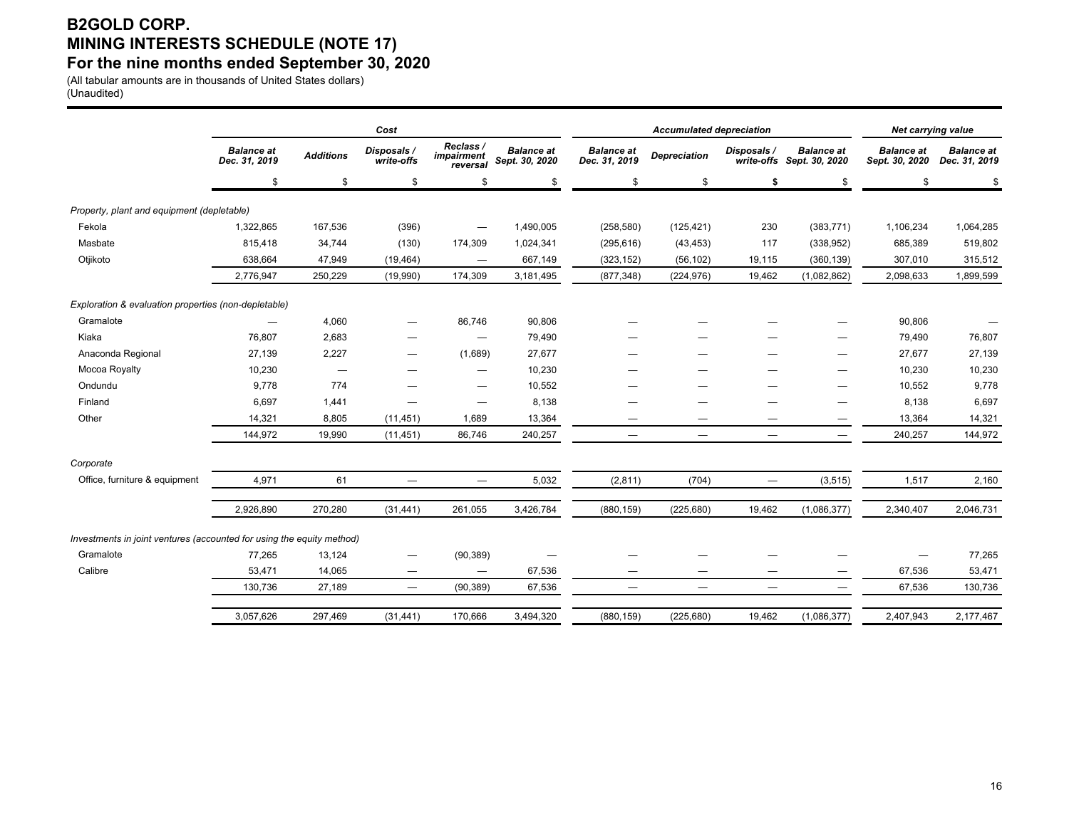# B2GOLD CORP.
# MINING INTERESTS SCHEDULE (NOTE 17)
# For the nine months ended September 30, 2020

(All tabular amounts are in thousands of United States dollars)
(Unaudited)

| | *Cost* | | | | | *Accumulated depreciation* | | | | *Net carrying value* | |
|---|---|---|---|---|---|---|---|---|---|---|---|
| | ***Balance at Dec. 31, 2019*** | ***Additions*** | ***Disposals / write-offs*** | ***Reclass / impairment reversal*** | ***Balance at Sept. 30, 2020*** | ***Balance at Dec. 31, 2019*** | ***Depreciation*** | ***Disposals / write-offs*** | ***Balance at Sept. 30, 2020*** | ***Balance at Sept. 30, 2020*** | ***Balance at Dec. 31, 2019*** |
| | $ | $ | $ | $ | $ | $ | $ | **$** | $ | $ | $ |
| *Property, plant and equipment (depletable)* | | | | | | | | | | | |
| Fekola | 1,322,865 | 167,536 | (396) | — | 1,490,005 | (258,580) | (125,421) | 230 | (383,771) | 1,106,234 | 1,064,285 |
| Masbate | 815,418 | 34,744 | (130) | 174,309 | 1,024,341 | (295,616) | (43,453) | 117 | (338,952) | 685,389 | 519,802 |
| Otjikoto | 638,664 | 47,949 | (19,464) | — | 667,149 | (323,152) | (56,102) | 19,115 | (360,139) | 307,010 | 315,512 |
| | 2,776,947 | 250,229 | (19,990) | 174,309 | 3,181,495 | (877,348) | (224,976) | 19,462 | (1,082,862) | 2,098,633 | 1,899,599 |
| *Exploration & evaluation properties (non-depletable)* | | | | | | | | | | | |
| Gramalote | — | 4,060 | — | 86,746 | 90,806 | — | — | — | — | 90,806 | — |
| Kiaka | 76,807 | 2,683 | — | — | 79,490 | — | — | — | — | 79,490 | 76,807 |
| Anaconda Regional | 27,139 | 2,227 | — | (1,689) | 27,677 | — | — | — | — | 27,677 | 27,139 |
| Mocoa Royalty | 10,230 | — | — | — | 10,230 | — | — | — | — | 10,230 | 10,230 |
| Ondundu | 9,778 | 774 | — | — | 10,552 | — | — | — | — | 10,552 | 9,778 |
| Finland | 6,697 | 1,441 | — | — | 8,138 | — | — | — | — | 8,138 | 6,697 |
| Other | 14,321 | 8,805 | (11,451) | 1,689 | 13,364 | — | — | — | — | 13,364 | 14,321 |
| | 144,972 | 19,990 | (11,451) | 86,746 | 240,257 | — | — | — | — | 240,257 | 144,972 |
| *Corporate* | | | | | | | | | | | |
| Office, furniture & equipment | 4,971 | 61 | — | — | 5,032 | (2,811) | (704) | — | (3,515) | 1,517 | 2,160 |
| | 2,926,890 | 270,280 | (31,441) | 261,055 | 3,426,784 | (880,159) | (225,680) | 19,462 | (1,086,377) | 2,340,407 | 2,046,731 |
| *Investments in joint ventures (accounted for using the equity method)* | | | | | | | | | | | |
| Gramalote | 77,265 | 13,124 | — | (90,389) | — | — | — | — | — | — | 77,265 |
| Calibre | 53,471 | 14,065 | — | — | 67,536 | — | — | — | — | 67,536 | 53,471 |
| | 130,736 | 27,189 | — | (90,389) | 67,536 | — | — | — | — | 67,536 | 130,736 |
| | 3,057,626 | 297,469 | (31,441) | 170,666 | 3,494,320 | (880,159) | (225,680) | 19,462 | (1,086,377) | 2,407,943 | 2,177,467 |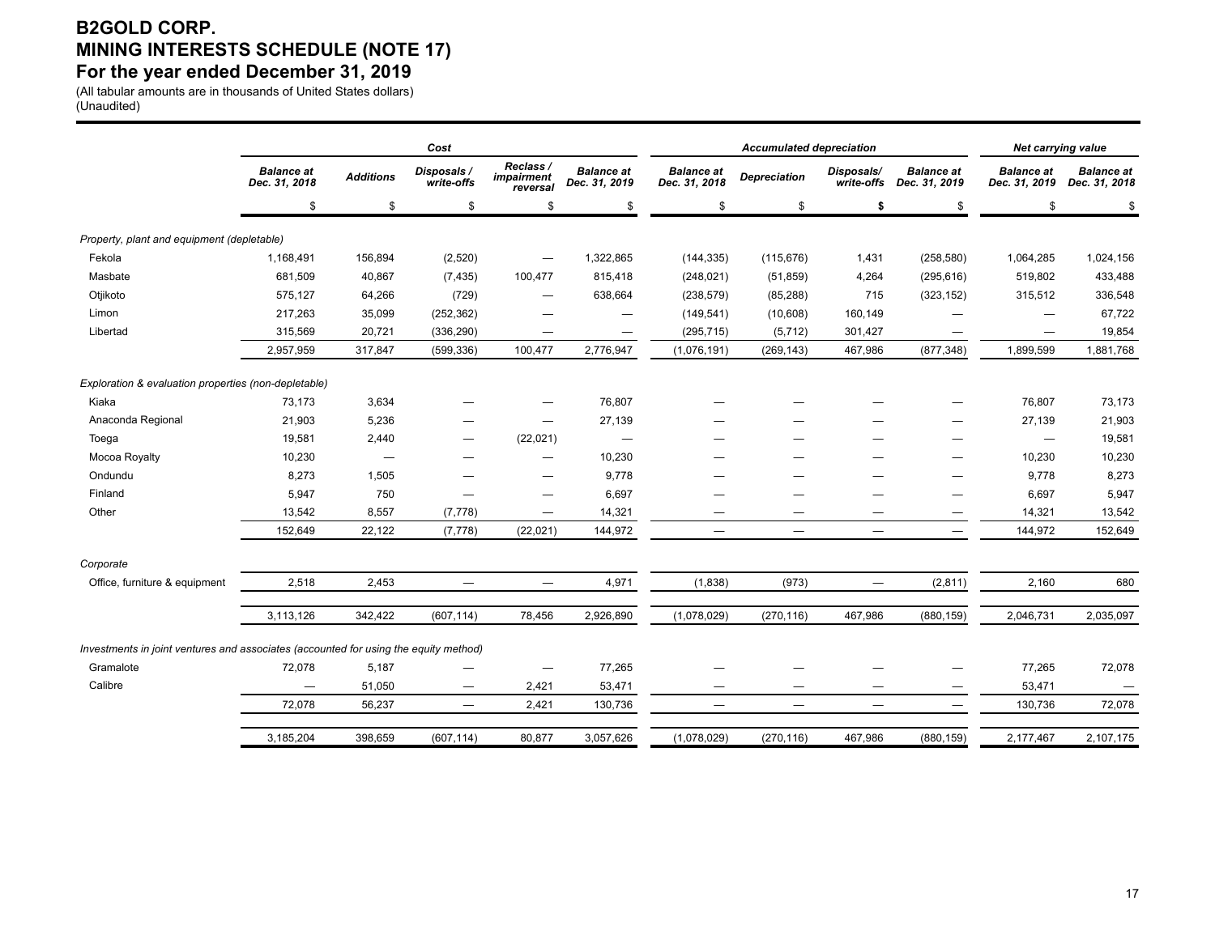# B2GOLD CORP.
# MINING INTERESTS SCHEDULE (NOTE 17)
# For the year ended December 31, 2019

(All tabular amounts are in thousands of United States dollars)
(Unaudited)

| | Cost | | | | | Accumulated depreciation | | | | Net carrying value | |
|---|---|---|---|---|---|---|---|---|---|---|---|
| | Balance at Dec. 31, 2018 | Additions | Disposals / write-offs | Reclass / impairment reversal | Balance at Dec. 31, 2019 | Balance at Dec. 31, 2018 | Depreciation | Disposals/ write-offs | Balance at Dec. 31, 2019 | Balance at Dec. 31, 2019 | Balance at Dec. 31, 2018 |
| | $ | $ | $ | $ | $ | $ | $ | **$** | $ | $ | $ |
| *Property, plant and equipment (depletable)* | | | | | | | | | | | |
| Fekola | 1,168,491 | 156,894 | (2,520) | — | 1,322,865 | (144,335) | (115,676) | 1,431 | (258,580) | 1,064,285 | 1,024,156 |
| Masbate | 681,509 | 40,867 | (7,435) | 100,477 | 815,418 | (248,021) | (51,859) | 4,264 | (295,616) | 519,802 | 433,488 |
| Otjikoto | 575,127 | 64,266 | (729) | — | 638,664 | (238,579) | (85,288) | 715 | (323,152) | 315,512 | 336,548 |
| Limon | 217,263 | 35,099 | (252,362) | — | — | (149,541) | (10,608) | 160,149 | — | — | 67,722 |
| Libertad | 315,569 | 20,721 | (336,290) | — | — | (295,715) | (5,712) | 301,427 | — | — | 19,854 |
| | 2,957,959 | 317,847 | (599,336) | 100,477 | 2,776,947 | (1,076,191) | (269,143) | 467,986 | (877,348) | 1,899,599 | 1,881,768 |
| *Exploration & evaluation properties (non-depletable)* | | | | | | | | | | | |
| Kiaka | 73,173 | 3,634 | — | — | 76,807 | — | — | — | — | 76,807 | 73,173 |
| Anaconda Regional | 21,903 | 5,236 | — | — | 27,139 | — | — | — | — | 27,139 | 21,903 |
| Toega | 19,581 | 2,440 | — | (22,021) | — | — | — | — | — | — | 19,581 |
| Mocoa Royalty | 10,230 | — | — | — | 10,230 | — | — | — | — | 10,230 | 10,230 |
| Ondundu | 8,273 | 1,505 | — | — | 9,778 | — | — | — | — | 9,778 | 8,273 |
| Finland | 5,947 | 750 | — | — | 6,697 | — | — | — | — | 6,697 | 5,947 |
| Other | 13,542 | 8,557 | (7,778) | — | 14,321 | — | — | — | — | 14,321 | 13,542 |
| | 152,649 | 22,122 | (7,778) | (22,021) | 144,972 | — | — | — | — | 144,972 | 152,649 |
| *Corporate* | | | | | | | | | | | |
| Office, furniture & equipment | 2,518 | 2,453 | — | — | 4,971 | (1,838) | (973) | — | (2,811) | 2,160 | 680 |
| | 3,113,126 | 342,422 | (607,114) | 78,456 | 2,926,890 | (1,078,029) | (270,116) | 467,986 | (880,159) | 2,046,731 | 2,035,097 |
| *Investments in joint ventures and associates (accounted for using the equity method)* | | | | | | | | | | | |
| Gramalote | 72,078 | 5,187 | — | — | 77,265 | — | — | — | — | 77,265 | 72,078 |
| Calibre | — | 51,050 | — | 2,421 | 53,471 | — | — | — | — | 53,471 | — |
| | 72,078 | 56,237 | — | 2,421 | 130,736 | — | — | — | — | 130,736 | 72,078 |
| | 3,185,204 | 398,659 | (607,114) | 80,877 | 3,057,626 | (1,078,029) | (270,116) | 467,986 | (880,159) | 2,177,467 | 2,107,175 |